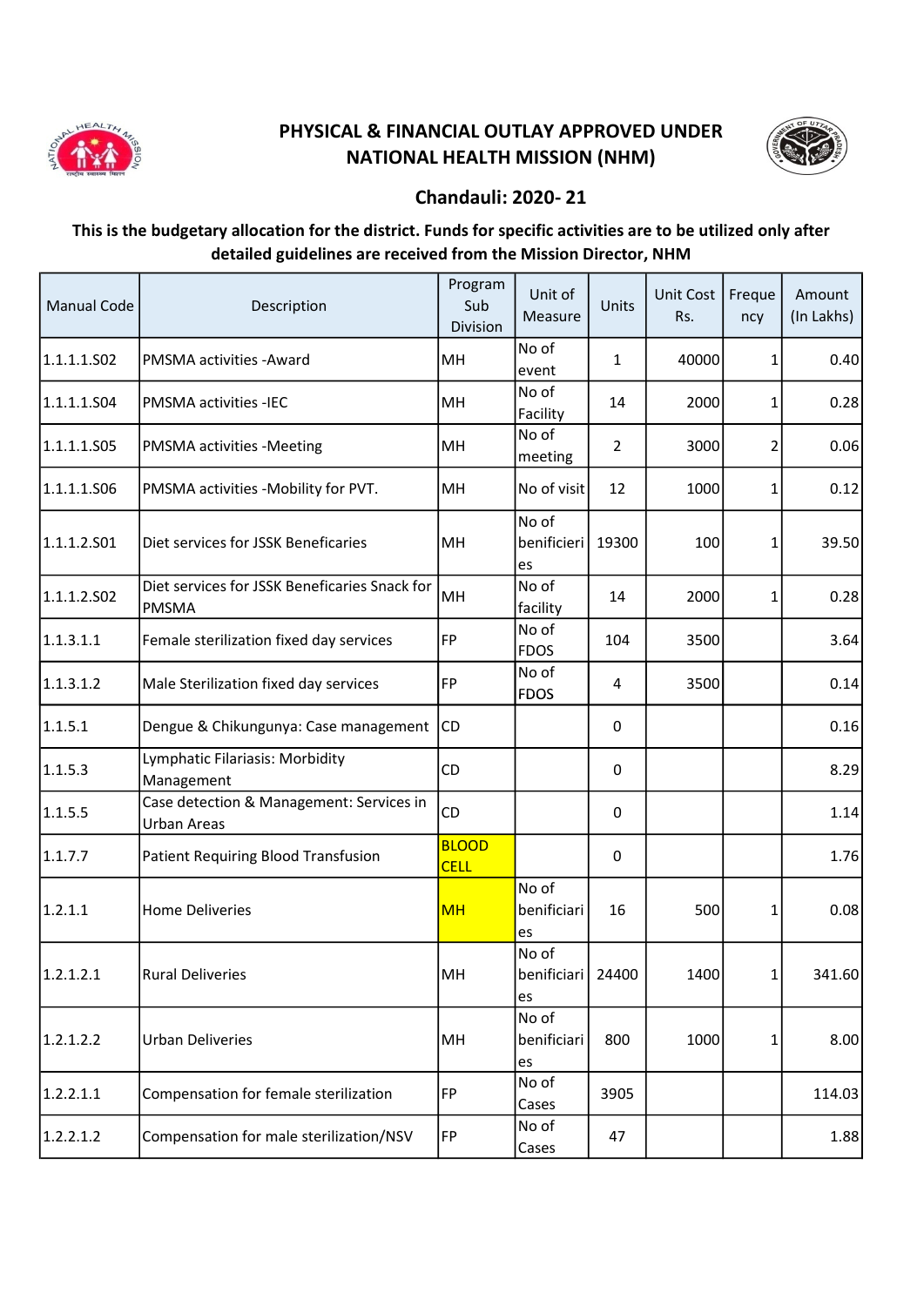# PHYSICAL & FINANCIAL OUTLAY APPROVED UNDER NATIONAL HEALTH MISSION (NHM)

## Chandauli: 2020- 21

**This is the budgetary allocation for the district. Funds for specific activities are to be utilized only after detailed guidelines are received from the Mission Director, NHM**

| Manual Code | Description | Program Sub Division | Unit of Measure | Units | Unit Cost Rs. | Frequency | Amount (In Lakhs) |
|---|---|---|---|---|---|---|---|
| 1.1.1.1.S02 | PMSMA activities -Award | MH | No of event | 1 | 40000 | 1 | 0.40 |
| 1.1.1.1.S04 | PMSMA activities -IEC | MH | No of Facility | 14 | 2000 | 1 | 0.28 |
| 1.1.1.1.S05 | PMSMA activities -Meeting | MH | No of meeting | 2 | 3000 | 2 | 0.06 |
| 1.1.1.1.S06 | PMSMA activities -Mobility for PVT. | MH | No of visit | 12 | 1000 | 1 | 0.12 |
| 1.1.1.2.S01 | Diet services for JSSK Beneficaries | MH | No of benificieries | 19300 | 100 | 1 | 39.50 |
| 1.1.1.2.S02 | Diet services for JSSK Beneficaries Snack for PMSMA | MH | No of facility | 14 | 2000 | 1 | 0.28 |
| 1.1.3.1.1 | Female sterilization fixed day services | FP | No of FDOS | 104 | 3500 | | 3.64 |
| 1.1.3.1.2 | Male Sterilization fixed day services | FP | No of FDOS | 4 | 3500 | | 0.14 |
| 1.1.5.1 | Dengue & Chikungunya: Case management | CD | | 0 | | | 0.16 |
| 1.1.5.3 | Lymphatic Filariasis: Morbidity Management | CD | | 0 | | | 8.29 |
| 1.1.5.5 | Case detection & Management: Services in Urban Areas | CD | | 0 | | | 1.14 |
| 1.1.7.7 | Patient Requiring Blood Transfusion | BLOOD CELL | | 0 | | | 1.76 |
| 1.2.1.1 | Home Deliveries | MH | No of benificiaries | 16 | 500 | 1 | 0.08 |
| 1.2.1.2.1 | Rural Deliveries | MH | No of benificiaries | 24400 | 1400 | 1 | 341.60 |
| 1.2.1.2.2 | Urban Deliveries | MH | No of benificiaries | 800 | 1000 | 1 | 8.00 |
| 1.2.2.1.1 | Compensation for female sterilization | FP | No of Cases | 3905 | | | 114.03 |
| 1.2.2.1.2 | Compensation for male sterilization/NSV | FP | No of Cases | 47 | | | 1.88 |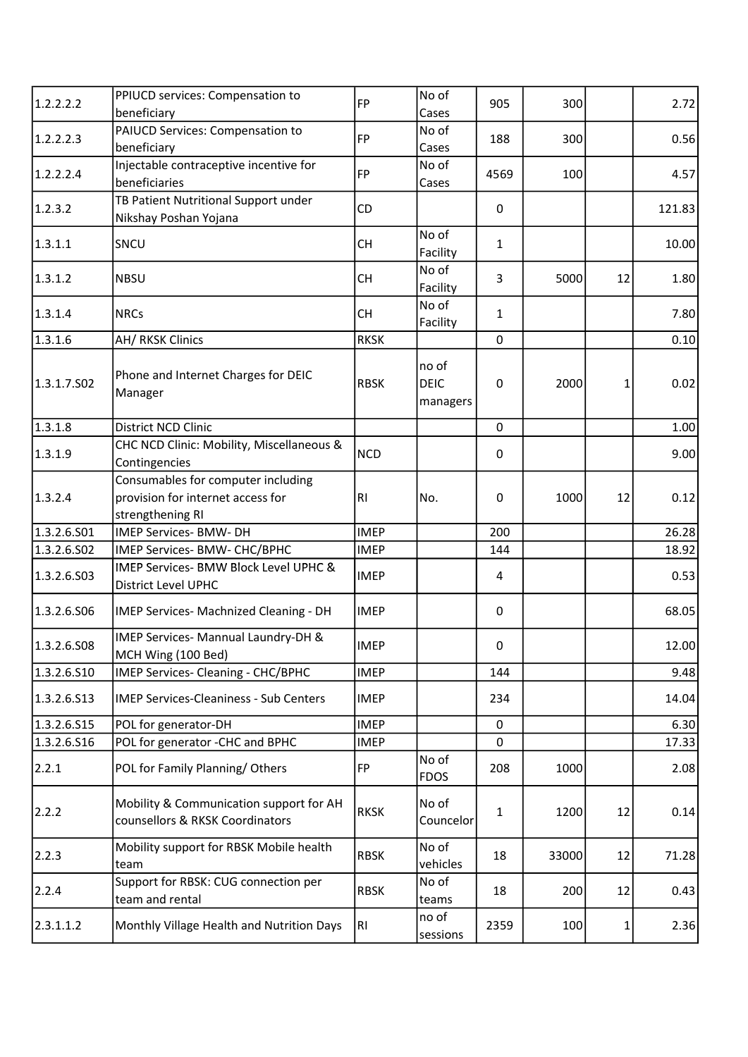| | | | | | | | |
|---|---|---|---|---|---|---|---|
| 1.2.2.2.2 | PPIUCD services: Compensation to beneficiary | FP | No of Cases | 905 | 300 | | 2.72 |
| 1.2.2.2.3 | PAIUCD Services: Compensation to beneficiary | FP | No of Cases | 188 | 300 | | 0.56 |
| 1.2.2.2.4 | Injectable contraceptive incentive for beneficiaries | FP | No of Cases | 4569 | 100 | | 4.57 |
| 1.2.3.2 | TB Patient Nutritional Support under Nikshay Poshan Yojana | CD | | 0 | | | 121.83 |
| 1.3.1.1 | SNCU | CH | No of Facility | 1 | | | 10.00 |
| 1.3.1.2 | NBSU | CH | No of Facility | 3 | 5000 | 12 | 1.80 |
| 1.3.1.4 | NRCs | CH | No of Facility | 1 | | | 7.80 |
| 1.3.1.6 | AH/ RKSK Clinics | RKSK | | 0 | | | 0.10 |
| 1.3.1.7.S02 | Phone and Internet Charges for DEIC Manager | RBSK | no of DEIC managers | 0 | 2000 | 1 | 0.02 |
| 1.3.1.8 | District NCD Clinic | | | 0 | | | 1.00 |
| 1.3.1.9 | CHC NCD Clinic: Mobility, Miscellaneous & Contingencies | NCD | | 0 | | | 9.00 |
| 1.3.2.4 | Consumables for computer including provision for internet access for strengthening RI | RI | No. | 0 | 1000 | 12 | 0.12 |
| 1.3.2.6.S01 | IMEP Services- BMW- DH | IMEP | | 200 | | | 26.28 |
| 1.3.2.6.S02 | IMEP Services- BMW- CHC/BPHC | IMEP | | 144 | | | 18.92 |
| 1.3.2.6.S03 | IMEP Services- BMW Block Level UPHC & District Level UPHC | IMEP | | 4 | | | 0.53 |
| 1.3.2.6.S06 | IMEP Services- Machnized Cleaning - DH | IMEP | | 0 | | | 68.05 |
| 1.3.2.6.S08 | IMEP Services- Mannual Laundry-DH & MCH Wing (100 Bed) | IMEP | | 0 | | | 12.00 |
| 1.3.2.6.S10 | IMEP Services- Cleaning - CHC/BPHC | IMEP | | 144 | | | 9.48 |
| 1.3.2.6.S13 | IMEP Services-Cleaniness - Sub Centers | IMEP | | 234 | | | 14.04 |
| 1.3.2.6.S15 | POL for generator-DH | IMEP | | 0 | | | 6.30 |
| 1.3.2.6.S16 | POL for generator -CHC and BPHC | IMEP | | 0 | | | 17.33 |
| 2.2.1 | POL for Family Planning/ Others | FP | No of FDOS | 208 | 1000 | | 2.08 |
| 2.2.2 | Mobility & Communication support for AH counsellors & RKSK Coordinators | RKSK | No of Councelor | 1 | 1200 | 12 | 0.14 |
| 2.2.3 | Mobility support for RBSK Mobile health team | RBSK | No of vehicles | 18 | 33000 | 12 | 71.28 |
| 2.2.4 | Support for RBSK: CUG connection per team and rental | RBSK | No of teams | 18 | 200 | 12 | 0.43 |
| 2.3.1.1.2 | Monthly Village Health and Nutrition Days | RI | no of sessions | 2359 | 100 | 1 | 2.36 |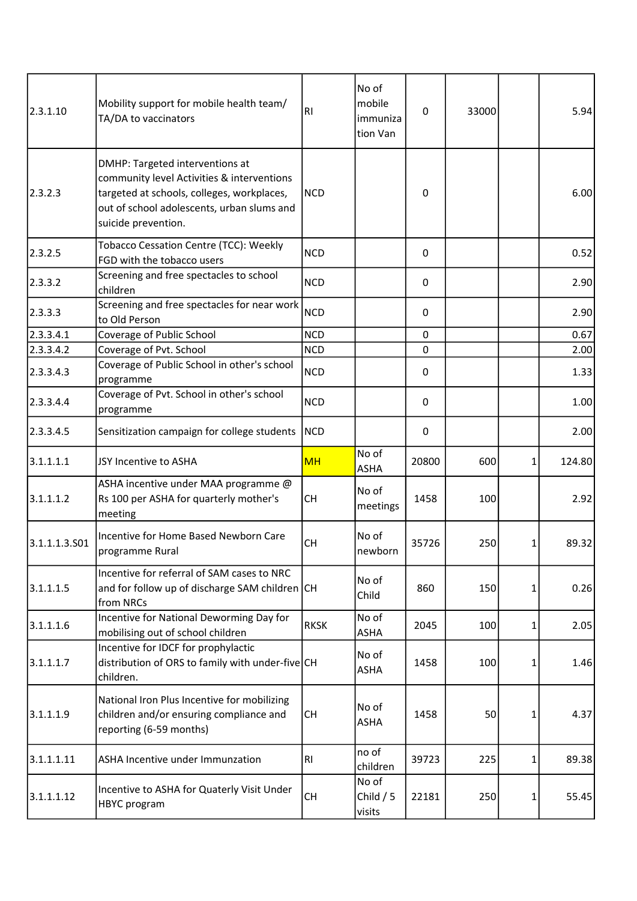| | | | | | | | |
|---|---|---|---|---|---|---|---|
| 2.3.1.10 | Mobility support for mobile health team/ TA/DA to vaccinators | RI | No of mobile immunization Van | 0 | 33000 | | 5.94 |
| 2.3.2.3 | DMHP: Targeted interventions at community level Activities & interventions targeted at schools, colleges, workplaces, out of school adolescents, urban slums and suicide prevention. | NCD | | 0 | | | 6.00 |
| 2.3.2.5 | Tobacco Cessation Centre (TCC): Weekly FGD with the tobacco users | NCD | | 0 | | | 0.52 |
| 2.3.3.2 | Screening and free spectacles to school children | NCD | | 0 | | | 2.90 |
| 2.3.3.3 | Screening and free spectacles for near work to Old Person | NCD | | 0 | | | 2.90 |
| 2.3.3.4.1 | Coverage of Public School | NCD | | 0 | | | 0.67 |
| 2.3.3.4.2 | Coverage of Pvt. School | NCD | | 0 | | | 2.00 |
| 2.3.3.4.3 | Coverage of Public School in other's school programme | NCD | | 0 | | | 1.33 |
| 2.3.3.4.4 | Coverage of Pvt. School in other's school programme | NCD | | 0 | | | 1.00 |
| 2.3.3.4.5 | Sensitization campaign for college students | NCD | | 0 | | | 2.00 |
| 3.1.1.1.1 | JSY Incentive to ASHA | MH | No of ASHA | 20800 | 600 | 1 | 124.80 |
| 3.1.1.1.2 | ASHA incentive under MAA programme @ Rs 100 per ASHA for quarterly mother's meeting | CH | No of meetings | 1458 | 100 | | 2.92 |
| 3.1.1.1.3.S01 | Incentive for Home Based Newborn Care programme Rural | CH | No of newborn | 35726 | 250 | 1 | 89.32 |
| 3.1.1.1.5 | Incentive for referral of SAM cases to NRC and for follow up of discharge SAM children from NRCs | CH | No of Child | 860 | 150 | 1 | 0.26 |
| 3.1.1.1.6 | Incentive for National Deworming Day for mobilising out of school children | RKSK | No of ASHA | 2045 | 100 | 1 | 2.05 |
| 3.1.1.1.7 | Incentive for IDCF for prophylactic distribution of ORS to family with under-five children. | CH | No of ASHA | 1458 | 100 | 1 | 1.46 |
| 3.1.1.1.9 | National Iron Plus Incentive for mobilizing children and/or ensuring compliance and reporting (6-59 months) | CH | No of ASHA | 1458 | 50 | 1 | 4.37 |
| 3.1.1.1.11 | ASHA Incentive under Immunzation | RI | no of children | 39723 | 225 | 1 | 89.38 |
| 3.1.1.1.12 | Incentive to ASHA for Quaterly Visit Under HBYC program | CH | No of Child / 5 visits | 22181 | 250 | 1 | 55.45 |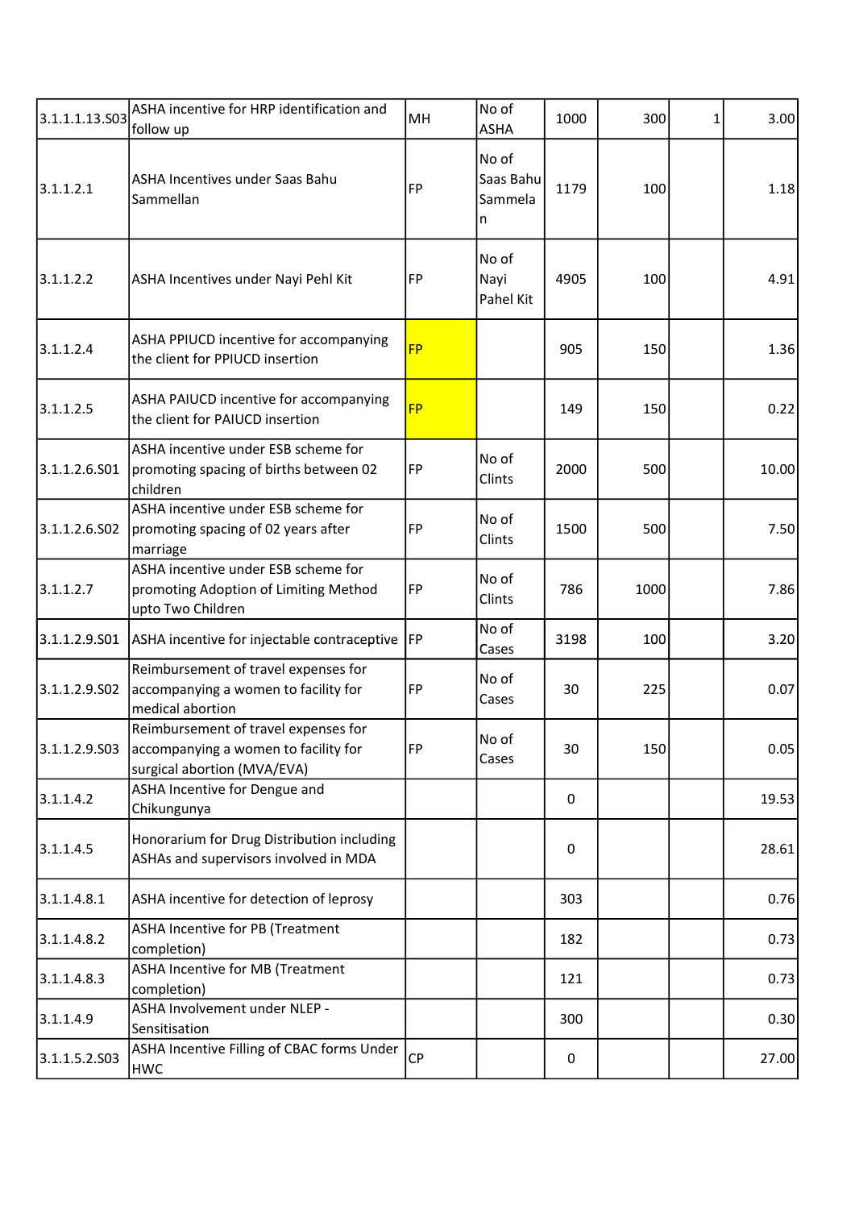| | | | | | | | |
|---|---|---|---|---|---|---|---|
| 3.1.1.1.13.S03 | ASHA incentive for HRP identification and follow up | MH | No of ASHA | 1000 | 300 | 1 | 3.00 |
| 3.1.1.2.1 | ASHA Incentives under Saas Bahu Sammellan | FP | No of Saas Bahu Sammelan | 1179 | 100 | | 1.18 |
| 3.1.1.2.2 | ASHA Incentives under Nayi Pehl Kit | FP | No of Nayi Pahel Kit | 4905 | 100 | | 4.91 |
| 3.1.1.2.4 | ASHA PPIUCD incentive for accompanying the client for PPIUCD insertion | FP | | 905 | 150 | | 1.36 |
| 3.1.1.2.5 | ASHA PAIUCD incentive for accompanying the client for PAIUCD insertion | FP | | 149 | 150 | | 0.22 |
| 3.1.1.2.6.S01 | ASHA incentive under ESB scheme for promoting spacing of births between 02 children | FP | No of Clints | 2000 | 500 | | 10.00 |
| 3.1.1.2.6.S02 | ASHA incentive under ESB scheme for promoting spacing of 02 years after marriage | FP | No of Clints | 1500 | 500 | | 7.50 |
| 3.1.1.2.7 | ASHA incentive under ESB scheme for promoting Adoption of Limiting Method upto Two Children | FP | No of Clints | 786 | 1000 | | 7.86 |
| 3.1.1.2.9.S01 | ASHA incentive for injectable contraceptive | FP | No of Cases | 3198 | 100 | | 3.20 |
| 3.1.1.2.9.S02 | Reimbursement of travel expenses for accompanying a women to facility for medical abortion | FP | No of Cases | 30 | 225 | | 0.07 |
| 3.1.1.2.9.S03 | Reimbursement of travel expenses for accompanying a women to facility for surgical abortion (MVA/EVA) | FP | No of Cases | 30 | 150 | | 0.05 |
| 3.1.1.4.2 | ASHA Incentive for Dengue and Chikungunya | | | 0 | | | 19.53 |
| 3.1.1.4.5 | Honorarium for Drug Distribution including ASHAs and supervisors involved in MDA | | | 0 | | | 28.61 |
| 3.1.1.4.8.1 | ASHA incentive for detection of leprosy | | | 303 | | | 0.76 |
| 3.1.1.4.8.2 | ASHA Incentive for PB (Treatment completion) | | | 182 | | | 0.73 |
| 3.1.1.4.8.3 | ASHA Incentive for MB (Treatment completion) | | | 121 | | | 0.73 |
| 3.1.1.4.9 | ASHA Involvement under NLEP - Sensitisation | | | 300 | | | 0.30 |
| 3.1.1.5.2.S03 | ASHA Incentive Filling of CBAC forms Under HWC | CP | | 0 | | | 27.00 |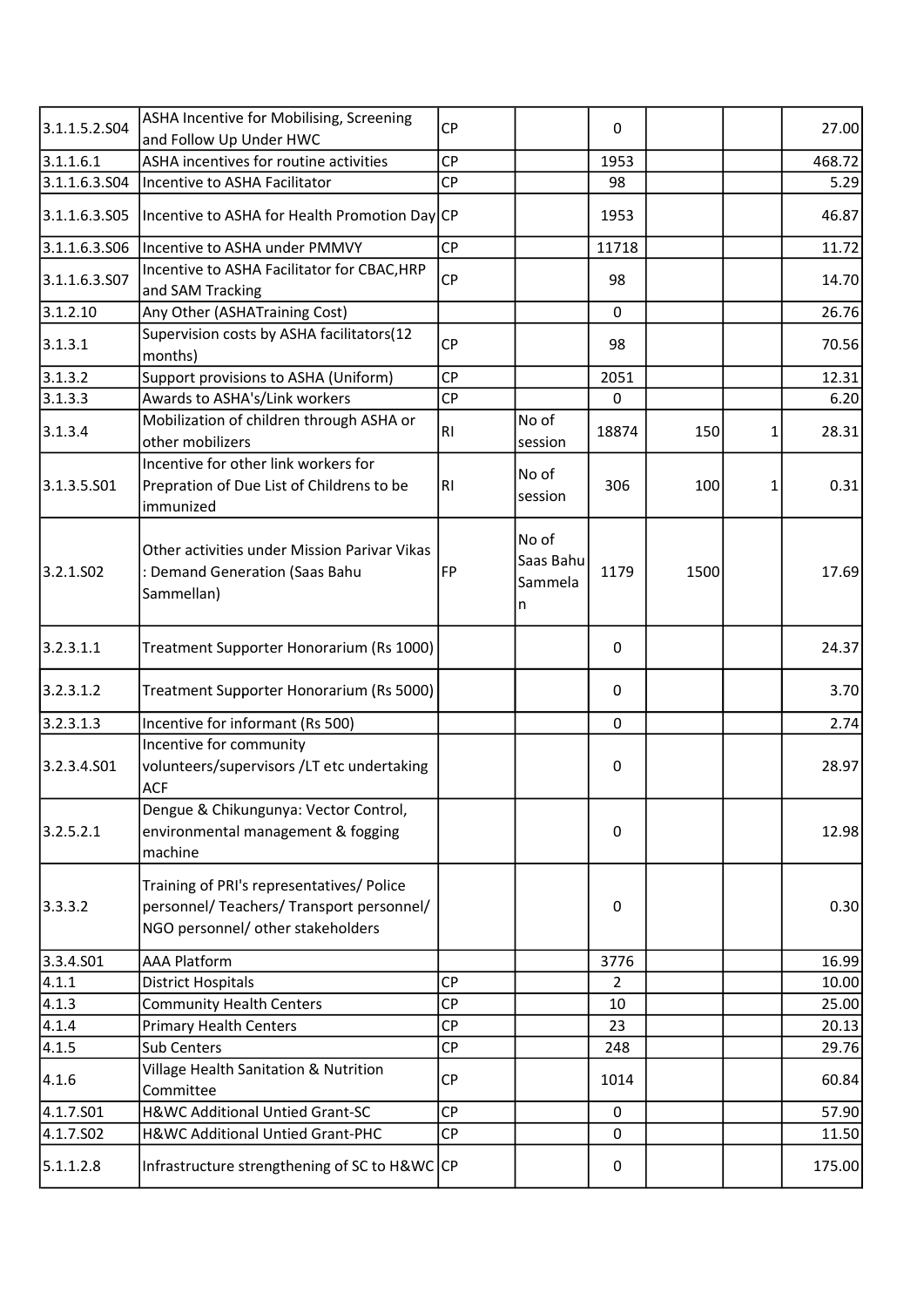| | | | | | | | |
|---|---|---|---|---|---|---|---|
| 3.1.1.5.2.S04 | ASHA Incentive for Mobilising, Screening and Follow Up Under HWC | CP | | 0 | | | 27.00 |
| 3.1.1.6.1 | ASHA incentives for routine activities | CP | | 1953 | | | 468.72 |
| 3.1.1.6.3.S04 | Incentive to ASHA Facilitator | CP | | 98 | | | 5.29 |
| 3.1.1.6.3.S05 | Incentive to ASHA for Health Promotion Day | CP | | 1953 | | | 46.87 |
| 3.1.1.6.3.S06 | Incentive to ASHA under PMMVY | CP | | 11718 | | | 11.72 |
| 3.1.1.6.3.S07 | Incentive to ASHA Facilitator for CBAC,HRP and SAM Tracking | CP | | 98 | | | 14.70 |
| 3.1.2.10 | Any Other (ASHATraining Cost) | | | 0 | | | 26.76 |
| 3.1.3.1 | Supervision costs by ASHA facilitators(12 months) | CP | | 98 | | | 70.56 |
| 3.1.3.2 | Support provisions to ASHA (Uniform) | CP | | 2051 | | | 12.31 |
| 3.1.3.3 | Awards to ASHA's/Link workers | CP | | 0 | | | 6.20 |
| 3.1.3.4 | Mobilization of children through ASHA or other mobilizers | RI | No of session | 18874 | 150 | 1 | 28.31 |
| 3.1.3.5.S01 | Incentive for other link workers for Prepration of Due List of Childrens to be immunized | RI | No of session | 306 | 100 | 1 | 0.31 |
| 3.2.1.S02 | Other activities under Mission Parivar Vikas : Demand Generation (Saas Bahu Sammellan) | FP | No of Saas Bahu Sammelan | 1179 | 1500 | | 17.69 |
| 3.2.3.1.1 | Treatment Supporter Honorarium (Rs 1000) | | | 0 | | | 24.37 |
| 3.2.3.1.2 | Treatment Supporter Honorarium (Rs 5000) | | | 0 | | | 3.70 |
| 3.2.3.1.3 | Incentive for informant (Rs 500) | | | 0 | | | 2.74 |
| 3.2.3.4.S01 | Incentive for community volunteers/supervisors /LT etc undertaking ACF | | | 0 | | | 28.97 |
| 3.2.5.2.1 | Dengue & Chikungunya: Vector Control, environmental management & fogging machine | | | 0 | | | 12.98 |
| 3.3.3.2 | Training of PRI's representatives/ Police personnel/ Teachers/ Transport personnel/ NGO personnel/ other stakeholders | | | 0 | | | 0.30 |
| 3.3.4.S01 | AAA Platform | | | 3776 | | | 16.99 |
| 4.1.1 | District Hospitals | CP | | 2 | | | 10.00 |
| 4.1.3 | Community Health Centers | CP | | 10 | | | 25.00 |
| 4.1.4 | Primary Health Centers | CP | | 23 | | | 20.13 |
| 4.1.5 | Sub Centers | CP | | 248 | | | 29.76 |
| 4.1.6 | Village Health Sanitation & Nutrition Committee | CP | | 1014 | | | 60.84 |
| 4.1.7.S01 | H&WC Additional Untied Grant-SC | CP | | 0 | | | 57.90 |
| 4.1.7.S02 | H&WC Additional Untied Grant-PHC | CP | | 0 | | | 11.50 |
| 5.1.1.2.8 | Infrastructure strengthening of SC to H&WC | CP | | 0 | | | 175.00 |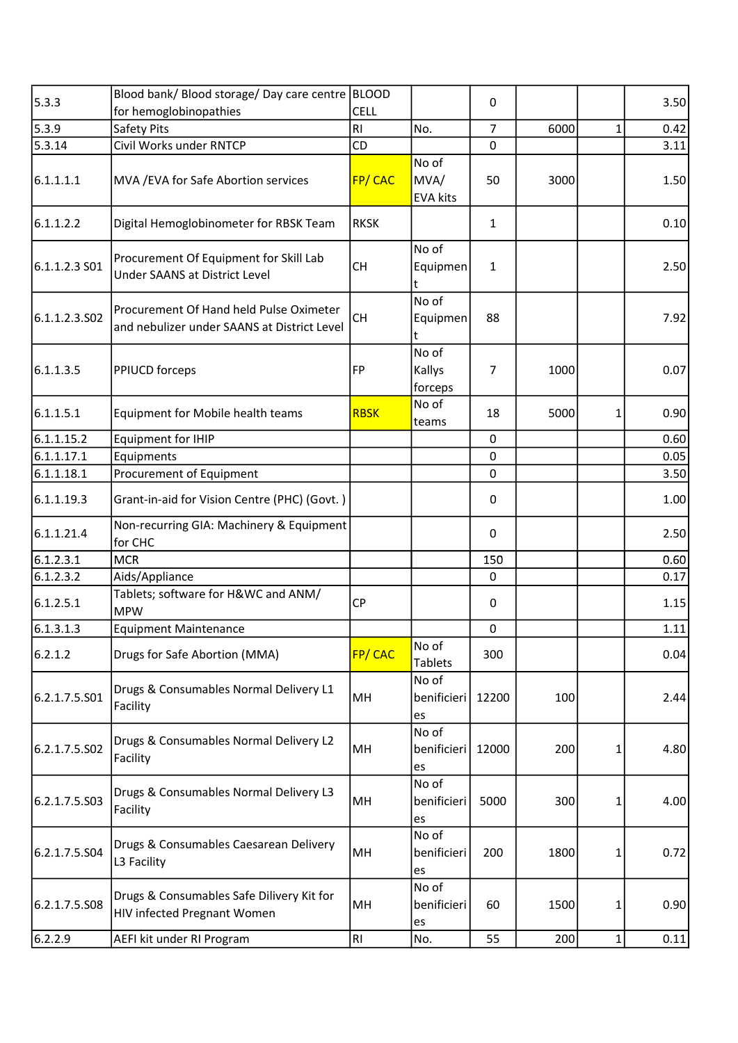| | | | | | | | |
|---|---|---|---|---|---|---|---|
| 5.3.3 | Blood bank/ Blood storage/ Day care centre for hemoglobinopathies | BLOOD CELL | | 0 | | | 3.50 |
| 5.3.9 | Safety Pits | RI | No. | 7 | 6000 | 1 | 0.42 |
| 5.3.14 | Civil Works under RNTCP | CD | | 0 | | | 3.11 |
| 6.1.1.1.1 | MVA /EVA for Safe Abortion services | FP/ CAC | No of MVA/ EVA kits | 50 | 3000 | | 1.50 |
| 6.1.1.2.2 | Digital Hemoglobinometer for RBSK Team | RKSK | | 1 | | | 0.10 |
| 6.1.1.2.3 S01 | Procurement Of Equipment for Skill Lab Under SAANS at District Level | CH | No of Equipment | 1 | | | 2.50 |
| 6.1.1.2.3.S02 | Procurement Of Hand held Pulse Oximeter and nebulizer under SAANS at District Level | CH | No of Equipment | 88 | | | 7.92 |
| 6.1.1.3.5 | PPIUCD forceps | FP | No of Kallys forceps | 7 | 1000 | | 0.07 |
| 6.1.1.5.1 | Equipment for Mobile health teams | RBSK | No of teams | 18 | 5000 | 1 | 0.90 |
| 6.1.1.15.2 | Equipment for IHIP | | | 0 | | | 0.60 |
| 6.1.1.17.1 | Equipments | | | 0 | | | 0.05 |
| 6.1.1.18.1 | Procurement of Equipment | | | 0 | | | 3.50 |
| 6.1.1.19.3 | Grant-in-aid for Vision Centre (PHC) (Govt. ) | | | 0 | | | 1.00 |
| 6.1.1.21.4 | Non-recurring GIA: Machinery & Equipment for CHC | | | 0 | | | 2.50 |
| 6.1.2.3.1 | MCR | | | 150 | | | 0.60 |
| 6.1.2.3.2 | Aids/Appliance | | | 0 | | | 0.17 |
| 6.1.2.5.1 | Tablets; software for H&WC and ANM/ MPW | CP | | 0 | | | 1.15 |
| 6.1.3.1.3 | Equipment Maintenance | | | 0 | | | 1.11 |
| 6.2.1.2 | Drugs for Safe Abortion (MMA) | FP/ CAC | No of Tablets | 300 | | | 0.04 |
| 6.2.1.7.5.S01 | Drugs & Consumables Normal Delivery L1 Facility | MH | No of benificieries | 12200 | 100 | | 2.44 |
| 6.2.1.7.5.S02 | Drugs & Consumables Normal Delivery L2 Facility | MH | No of benificieries | 12000 | 200 | 1 | 4.80 |
| 6.2.1.7.5.S03 | Drugs & Consumables Normal Delivery L3 Facility | MH | No of benificieries | 5000 | 300 | 1 | 4.00 |
| 6.2.1.7.5.S04 | Drugs & Consumables Caesarean Delivery L3 Facility | MH | No of benificieries | 200 | 1800 | 1 | 0.72 |
| 6.2.1.7.5.S08 | Drugs & Consumables Safe Dilivery Kit for HIV infected Pregnant Women | MH | No of benificieries | 60 | 1500 | 1 | 0.90 |
| 6.2.2.9 | AEFI kit under RI Program | RI | No. | 55 | 200 | 1 | 0.11 |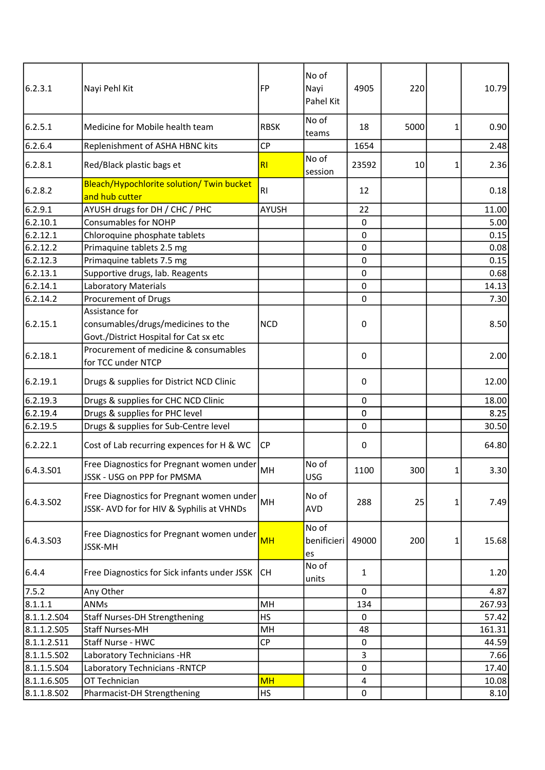| | | | | | | | |
|---|---|---|---|---|---|---|---|
| 6.2.3.1 | Nayi Pehl Kit | FP | No of Nayi Pahel Kit | 4905 | 220 | | 10.79 |
| 6.2.5.1 | Medicine for Mobile health team | RBSK | No of teams | 18 | 5000 | 1 | 0.90 |
| 6.2.6.4 | Replenishment of ASHA HBNC kits | CP | | 1654 | | | 2.48 |
| 6.2.8.1 | Red/Black plastic bags et | RI | No of session | 23592 | 10 | 1 | 2.36 |
| 6.2.8.2 | Bleach/Hypochlorite solution/ Twin bucket and hub cutter | RI | | 12 | | | 0.18 |
| 6.2.9.1 | AYUSH drugs for DH / CHC / PHC | AYUSH | | 22 | | | 11.00 |
| 6.2.10.1 | Consumables for NOHP | | | 0 | | | 5.00 |
| 6.2.12.1 | Chloroquine phosphate tablets | | | 0 | | | 0.15 |
| 6.2.12.2 | Primaquine tablets 2.5 mg | | | 0 | | | 0.08 |
| 6.2.12.3 | Primaquine tablets 7.5 mg | | | 0 | | | 0.15 |
| 6.2.13.1 | Supportive drugs, lab. Reagents | | | 0 | | | 0.68 |
| 6.2.14.1 | Laboratory Materials | | | 0 | | | 14.13 |
| 6.2.14.2 | Procurement of Drugs | | | 0 | | | 7.30 |
| 6.2.15.1 | Assistance for consumables/drugs/medicines to the Govt./District Hospital for Cat sx etc | NCD | | 0 | | | 8.50 |
| 6.2.18.1 | Procurement of medicine & consumables for TCC under NTCP | | | 0 | | | 2.00 |
| 6.2.19.1 | Drugs & supplies for District NCD Clinic | | | 0 | | | 12.00 |
| 6.2.19.3 | Drugs & supplies for CHC NCD Clinic | | | 0 | | | 18.00 |
| 6.2.19.4 | Drugs & supplies for PHC level | | | 0 | | | 8.25 |
| 6.2.19.5 | Drugs & supplies for Sub-Centre level | | | 0 | | | 30.50 |
| 6.2.22.1 | Cost of Lab recurring expences for H & WC | CP | | 0 | | | 64.80 |
| 6.4.3.S01 | Free Diagnostics for Pregnant women under JSSK - USG on PPP for PMSMA | MH | No of USG | 1100 | 300 | 1 | 3.30 |
| 6.4.3.S02 | Free Diagnostics for Pregnant women under JSSK- AVD for for HIV & Syphilis at VHNDs | MH | No of AVD | 288 | 25 | 1 | 7.49 |
| 6.4.3.S03 | Free Diagnostics for Pregnant women under JSSK-MH | MH | No of benificieries | 49000 | 200 | 1 | 15.68 |
| 6.4.4 | Free Diagnostics for Sick infants under JSSK | CH | No of units | 1 | | | 1.20 |
| 7.5.2 | Any Other | | | 0 | | | 4.87 |
| 8.1.1.1 | ANMs | MH | | 134 | | | 267.93 |
| 8.1.1.2.S04 | Staff Nurses-DH Strengthening | HS | | 0 | | | 57.42 |
| 8.1.1.2.S05 | Staff Nurses-MH | MH | | 48 | | | 161.31 |
| 8.1.1.2.S11 | Staff Nurse - HWC | CP | | 0 | | | 44.59 |
| 8.1.1.5.S02 | Laboratory Technicians -HR | | | 3 | | | 7.66 |
| 8.1.1.5.S04 | Laboratory Technicians -RNTCP | | | 0 | | | 17.40 |
| 8.1.1.6.S05 | OT Technician | MH | | 4 | | | 10.08 |
| 8.1.1.8.S02 | Pharmacist-DH Strengthening | HS | | 0 | | | 8.10 |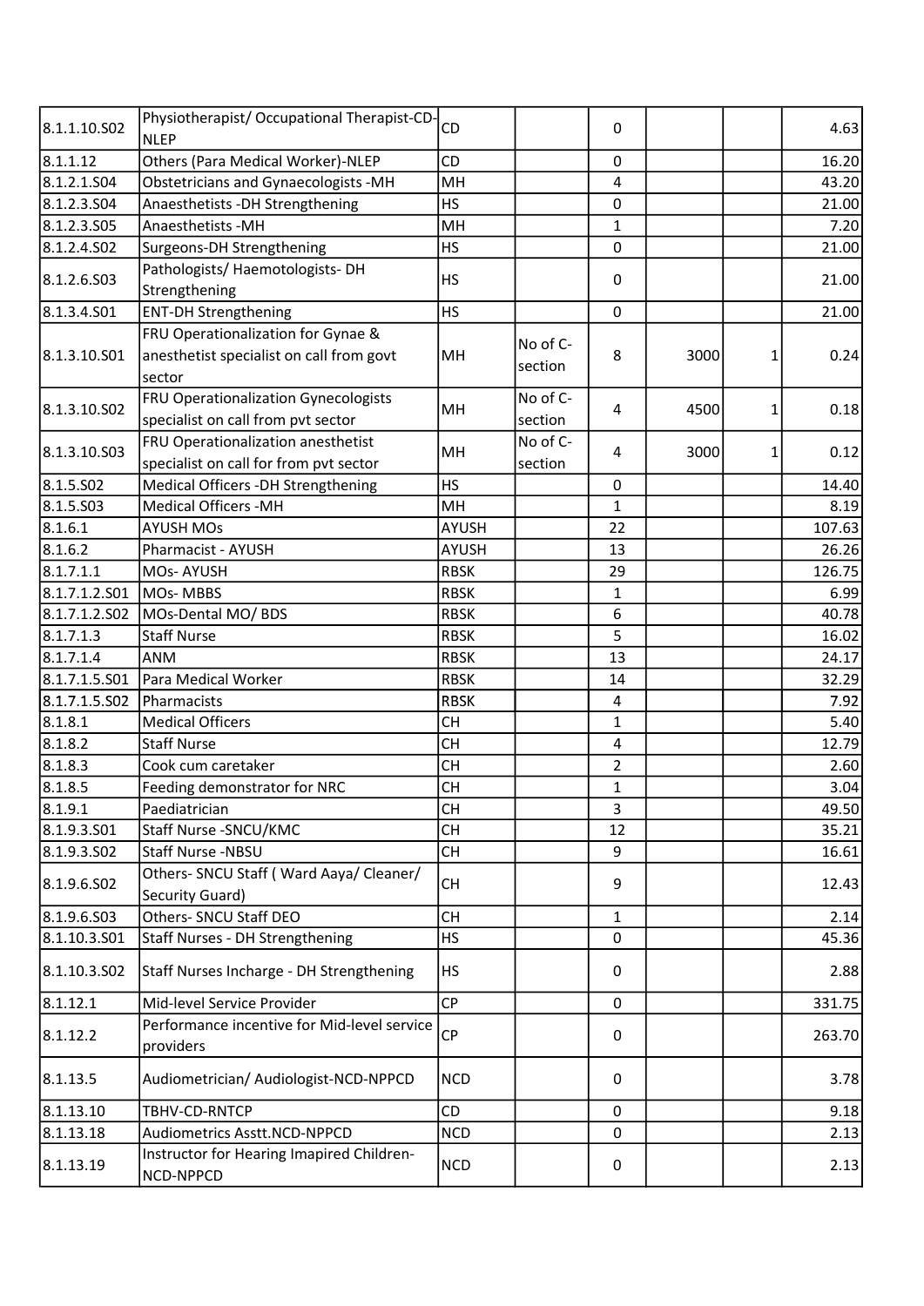| | | | | | | | |
|---|---|---|---|---|---|---|---|
| 8.1.1.10.S02 | Physiotherapist/ Occupational Therapist-CD-NLEP | CD | | 0 | | | 4.63 |
| 8.1.1.12 | Others (Para Medical Worker)-NLEP | CD | | 0 | | | 16.20 |
| 8.1.2.1.S04 | Obstetricians and Gynaecologists -MH | MH | | 4 | | | 43.20 |
| 8.1.2.3.S04 | Anaesthetists -DH Strengthening | HS | | 0 | | | 21.00 |
| 8.1.2.3.S05 | Anaesthetists -MH | MH | | 1 | | | 7.20 |
| 8.1.2.4.S02 | Surgeons-DH Strengthening | HS | | 0 | | | 21.00 |
| 8.1.2.6.S03 | Pathologists/ Haemotologists- DH Strengthening | HS | | 0 | | | 21.00 |
| 8.1.3.4.S01 | ENT-DH Strengthening | HS | | 0 | | | 21.00 |
| 8.1.3.10.S01 | FRU Operationalization for Gynae & anesthetist specialist on call from govt sector | MH | No of C-section | 8 | 3000 | 1 | 0.24 |
| 8.1.3.10.S02 | FRU Operationalization Gynecologists specialist on call from pvt sector | MH | No of C-section | 4 | 4500 | 1 | 0.18 |
| 8.1.3.10.S03 | FRU Operationalization anesthetist specialist on call for from pvt sector | MH | No of C-section | 4 | 3000 | 1 | 0.12 |
| 8.1.5.S02 | Medical Officers -DH Strengthening | HS | | 0 | | | 14.40 |
| 8.1.5.S03 | Medical Officers -MH | MH | | 1 | | | 8.19 |
| 8.1.6.1 | AYUSH MOs | AYUSH | | 22 | | | 107.63 |
| 8.1.6.2 | Pharmacist - AYUSH | AYUSH | | 13 | | | 26.26 |
| 8.1.7.1.1 | MOs- AYUSH | RBSK | | 29 | | | 126.75 |
| 8.1.7.1.2.S01 | MOs- MBBS | RBSK | | 1 | | | 6.99 |
| 8.1.7.1.2.S02 | MOs-Dental MO/ BDS | RBSK | | 6 | | | 40.78 |
| 8.1.7.1.3 | Staff Nurse | RBSK | | 5 | | | 16.02 |
| 8.1.7.1.4 | ANM | RBSK | | 13 | | | 24.17 |
| 8.1.7.1.5.S01 | Para Medical Worker | RBSK | | 14 | | | 32.29 |
| 8.1.7.1.5.S02 | Pharmacists | RBSK | | 4 | | | 7.92 |
| 8.1.8.1 | Medical Officers | CH | | 1 | | | 5.40 |
| 8.1.8.2 | Staff Nurse | CH | | 4 | | | 12.79 |
| 8.1.8.3 | Cook cum caretaker | CH | | 2 | | | 2.60 |
| 8.1.8.5 | Feeding demonstrator for NRC | CH | | 1 | | | 3.04 |
| 8.1.9.1 | Paediatrician | CH | | 3 | | | 49.50 |
| 8.1.9.3.S01 | Staff Nurse -SNCU/KMC | CH | | 12 | | | 35.21 |
| 8.1.9.3.S02 | Staff Nurse -NBSU | CH | | 9 | | | 16.61 |
| 8.1.9.6.S02 | Others- SNCU Staff ( Ward Aaya/ Cleaner/ Security Guard) | CH | | 9 | | | 12.43 |
| 8.1.9.6.S03 | Others- SNCU Staff DEO | CH | | 1 | | | 2.14 |
| 8.1.10.3.S01 | Staff Nurses - DH Strengthening | HS | | 0 | | | 45.36 |
| 8.1.10.3.S02 | Staff Nurses Incharge - DH Strengthening | HS | | 0 | | | 2.88 |
| 8.1.12.1 | Mid-level Service Provider | CP | | 0 | | | 331.75 |
| 8.1.12.2 | Performance incentive for Mid-level service providers | CP | | 0 | | | 263.70 |
| 8.1.13.5 | Audiometrician/ Audiologist-NCD-NPPCD | NCD | | 0 | | | 3.78 |
| 8.1.13.10 | TBHV-CD-RNTCP | CD | | 0 | | | 9.18 |
| 8.1.13.18 | Audiometrics Asstt.NCD-NPPCD | NCD | | 0 | | | 2.13 |
| 8.1.13.19 | Instructor for Hearing Imapired Children-NCD-NPPCD | NCD | | 0 | | | 2.13 |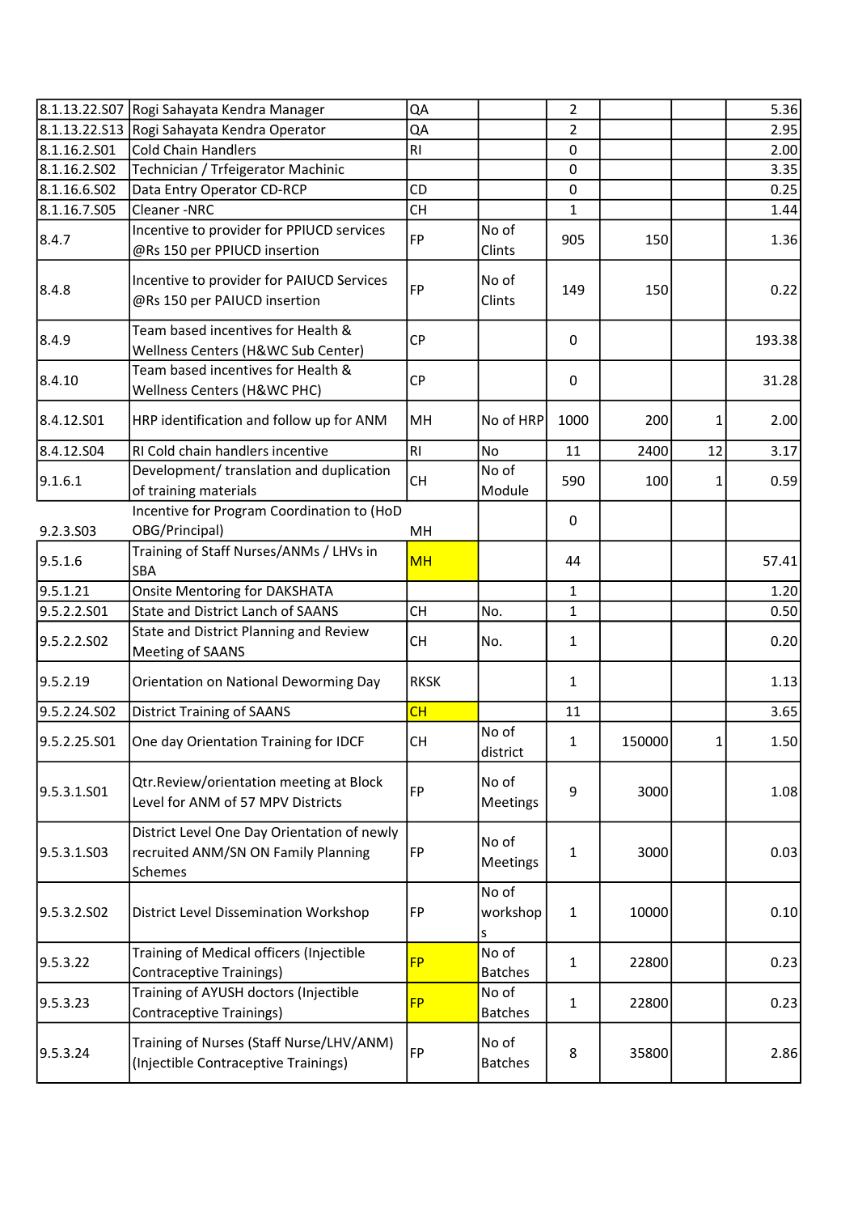| | | | | | | | |
|---|---|---|---|---|---|---|---|
| 8.1.13.22.S07 | Rogi Sahayata Kendra Manager | QA | | 2 | | | 5.36 |
| 8.1.13.22.S13 | Rogi Sahayata Kendra Operator | QA | | 2 | | | 2.95 |
| 8.1.16.2.S01 | Cold Chain Handlers | RI | | 0 | | | 2.00 |
| 8.1.16.2.S02 | Technician / Trfeigerator Machinic | | | 0 | | | 3.35 |
| 8.1.16.6.S02 | Data Entry Operator CD-RCP | CD | | 0 | | | 0.25 |
| 8.1.16.7.S05 | Cleaner -NRC | CH | | 1 | | | 1.44 |
| 8.4.7 | Incentive to provider for PPIUCD services @Rs 150 per PPIUCD insertion | FP | No of Clints | 905 | 150 | | 1.36 |
| 8.4.8 | Incentive to provider for PAIUCD Services @Rs 150 per PAIUCD insertion | FP | No of Clints | 149 | 150 | | 0.22 |
| 8.4.9 | Team based incentives for Health & Wellness Centers (H&WC Sub Center) | CP | | 0 | | | 193.38 |
| 8.4.10 | Team based incentives for Health & Wellness Centers (H&WC PHC) | CP | | 0 | | | 31.28 |
| 8.4.12.S01 | HRP identification and follow up for ANM | MH | No of HRP | 1000 | 200 | 1 | 2.00 |
| 8.4.12.S04 | RI Cold chain handlers incentive | RI | No | 11 | 2400 | 12 | 3.17 |
| 9.1.6.1 | Development/ translation and duplication of training materials | CH | No of Module | 590 | 100 | 1 | 0.59 |
| 9.2.3.S03 | Incentive for Program Coordination to (HoD OBG/Principal) | MH | | 0 | | | |
| 9.5.1.6 | Training of Staff Nurses/ANMs / LHVs in SBA | MH | | 44 | | | 57.41 |
| 9.5.1.21 | Onsite Mentoring for DAKSHATA | | | 1 | | | 1.20 |
| 9.5.2.2.S01 | State and District Lanch of SAANS | CH | No. | 1 | | | 0.50 |
| 9.5.2.2.S02 | State and District Planning and Review Meeting of SAANS | CH | No. | 1 | | | 0.20 |
| 9.5.2.19 | Orientation on National Deworming Day | RKSK | | 1 | | | 1.13 |
| 9.5.2.24.S02 | District Training of SAANS | CH | | 11 | | | 3.65 |
| 9.5.2.25.S01 | One day Orientation Training for IDCF | CH | No of district | 1 | 150000 | 1 | 1.50 |
| 9.5.3.1.S01 | Qtr.Review/orientation meeting at Block Level for ANM of 57 MPV Districts | FP | No of Meetings | 9 | 3000 | | 1.08 |
| 9.5.3.1.S03 | District Level One Day Orientation of newly recruited ANM/SN ON Family Planning Schemes | FP | No of Meetings | 1 | 3000 | | 0.03 |
| 9.5.3.2.S02 | District Level Dissemination Workshop | FP | No of workshops | 1 | 10000 | | 0.10 |
| 9.5.3.22 | Training of Medical officers (Injectible Contraceptive Trainings) | FP | No of Batches | 1 | 22800 | | 0.23 |
| 9.5.3.23 | Training of AYUSH doctors (Injectible Contraceptive Trainings) | FP | No of Batches | 1 | 22800 | | 0.23 |
| 9.5.3.24 | Training of Nurses (Staff Nurse/LHV/ANM) (Injectible Contraceptive Trainings) | FP | No of Batches | 8 | 35800 | | 2.86 |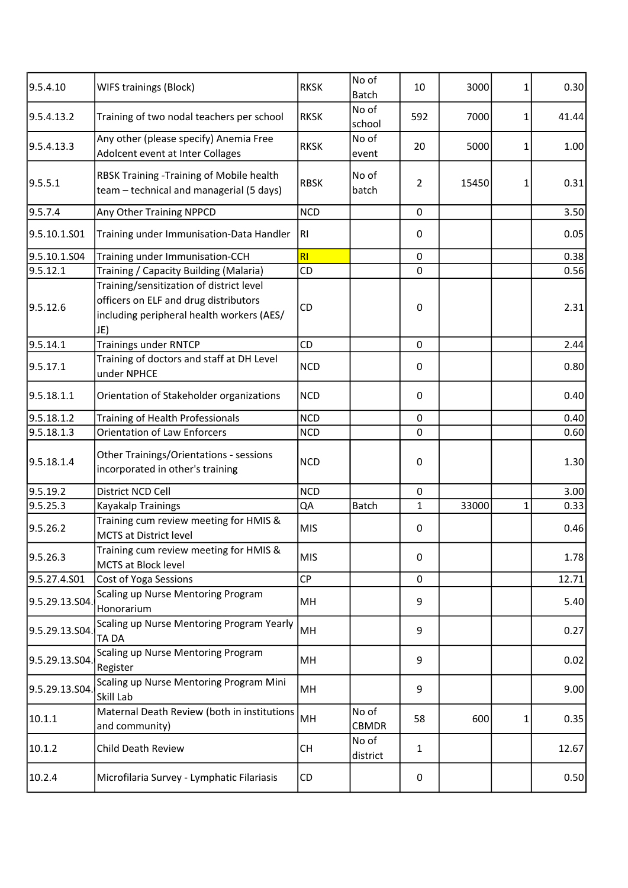| 9.5.4.10 | WIFS trainings (Block) | RKSK | No of Batch | 10 | 3000 | 1 | 0.30 |
|---|---|---|---|---|---|---|---|
| 9.5.4.13.2 | Training of two nodal teachers per school | RKSK | No of school | 592 | 7000 | 1 | 41.44 |
| 9.5.4.13.3 | Any other (please specify) Anemia Free Adolcent event at Inter Collages | RKSK | No of event | 20 | 5000 | 1 | 1.00 |
| 9.5.5.1 | RBSK Training -Training of Mobile health team – technical and managerial (5 days) | RBSK | No of batch | 2 | 15450 | 1 | 0.31 |
| 9.5.7.4 | Any Other Training NPPCD | NCD | | 0 | | | 3.50 |
| 9.5.10.1.S01 | Training under Immunisation-Data Handler | RI | | 0 | | | 0.05 |
| 9.5.10.1.S04 | Training under Immunisation-CCH | RI | | 0 | | | 0.38 |
| 9.5.12.1 | Training / Capacity Building (Malaria) | CD | | 0 | | | 0.56 |
| 9.5.12.6 | Training/sensitization of district level officers on ELF and drug distributors including peripheral health workers (AES/ JE) | CD | | 0 | | | 2.31 |
| 9.5.14.1 | Trainings under RNTCP | CD | | 0 | | | 2.44 |
| 9.5.17.1 | Training of doctors and staff at DH Level under NPHCE | NCD | | 0 | | | 0.80 |
| 9.5.18.1.1 | Orientation of Stakeholder organizations | NCD | | 0 | | | 0.40 |
| 9.5.18.1.2 | Training of Health Professionals | NCD | | 0 | | | 0.40 |
| 9.5.18.1.3 | Orientation of Law Enforcers | NCD | | 0 | | | 0.60 |
| 9.5.18.1.4 | Other Trainings/Orientations - sessions incorporated in other's training | NCD | | 0 | | | 1.30 |
| 9.5.19.2 | District NCD Cell | NCD | | 0 | | | 3.00 |
| 9.5.25.3 | Kayakalp Trainings | QA | Batch | 1 | 33000 | 1 | 0.33 |
| 9.5.26.2 | Training cum review meeting for HMIS & MCTS at District level | MIS | | 0 | | | 0.46 |
| 9.5.26.3 | Training cum review meeting for HMIS & MCTS at Block level | MIS | | 0 | | | 1.78 |
| 9.5.27.4.S01 | Cost of Yoga Sessions | CP | | 0 | | | 12.71 |
| 9.5.29.13.S04. | Scaling up Nurse Mentoring Program Honorarium | MH | | 9 | | | 5.40 |
| 9.5.29.13.S04. | Scaling up Nurse Mentoring Program Yearly TA DA | MH | | 9 | | | 0.27 |
| 9.5.29.13.S04. | Scaling up Nurse Mentoring Program Register | MH | | 9 | | | 0.02 |
| 9.5.29.13.S04. | Scaling up Nurse Mentoring Program Mini Skill Lab | MH | | 9 | | | 9.00 |
| 10.1.1 | Maternal Death Review (both in institutions and community) | MH | No of CBMDR | 58 | 600 | 1 | 0.35 |
| 10.1.2 | Child Death Review | CH | No of district | 1 | | | 12.67 |
| 10.2.4 | Microfilaria Survey - Lymphatic Filariasis | CD | | 0 | | | 0.50 |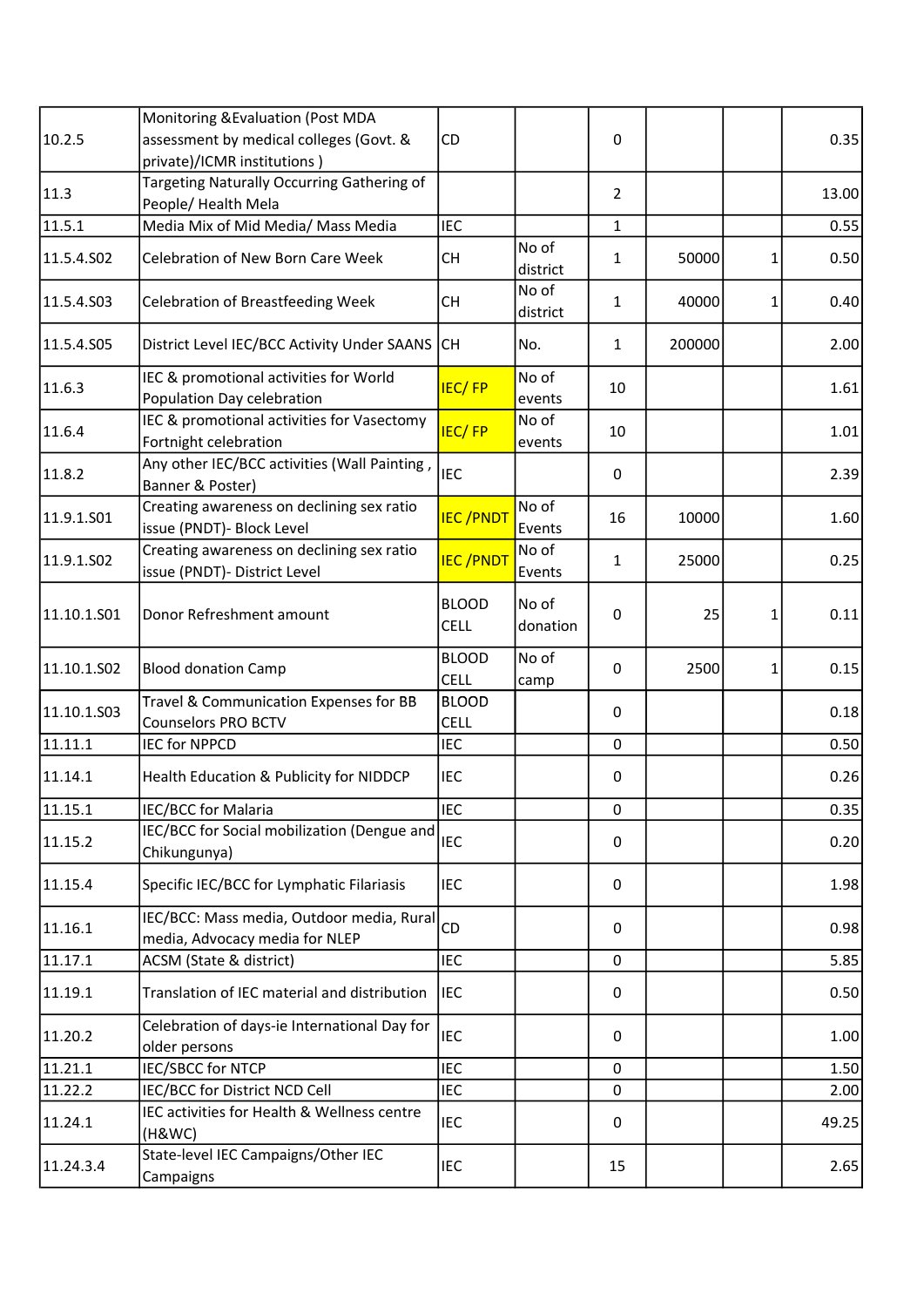| | | | | | | | |
|---|---|---|---|---|---|---|---|
| 10.2.5 | Monitoring &Evaluation (Post MDA assessment by medical colleges (Govt. & private)/ICMR institutions ) | CD | | 0 | | | 0.35 |
| 11.3 | Targeting Naturally Occurring Gathering of People/ Health Mela | | | 2 | | | 13.00 |
| 11.5.1 | Media Mix of Mid Media/ Mass Media | IEC | | 1 | | | 0.55 |
| 11.5.4.S02 | Celebration of New Born Care Week | CH | No of district | 1 | 50000 | 1 | 0.50 |
| 11.5.4.S03 | Celebration of Breastfeeding Week | CH | No of district | 1 | 40000 | 1 | 0.40 |
| 11.5.4.S05 | District Level IEC/BCC Activity Under SAANS | CH | No. | 1 | 200000 | | 2.00 |
| 11.6.3 | IEC & promotional activities for World Population Day celebration | IEC/ FP | No of events | 10 | | | 1.61 |
| 11.6.4 | IEC & promotional activities for Vasectomy Fortnight celebration | IEC/ FP | No of events | 10 | | | 1.01 |
| 11.8.2 | Any other IEC/BCC activities (Wall Painting , Banner & Poster) | IEC | | 0 | | | 2.39 |
| 11.9.1.S01 | Creating awareness on declining sex ratio issue (PNDT)- Block Level | IEC /PNDT | No of Events | 16 | 10000 | | 1.60 |
| 11.9.1.S02 | Creating awareness on declining sex ratio issue (PNDT)- District Level | IEC /PNDT | No of Events | 1 | 25000 | | 0.25 |
| 11.10.1.S01 | Donor Refreshment amount | BLOOD CELL | No of donation | 0 | 25 | 1 | 0.11 |
| 11.10.1.S02 | Blood donation Camp | BLOOD CELL | No of camp | 0 | 2500 | 1 | 0.15 |
| 11.10.1.S03 | Travel & Communication Expenses for BB Counselors PRO BCTV | BLOOD CELL | | 0 | | | 0.18 |
| 11.11.1 | IEC for NPPCD | IEC | | 0 | | | 0.50 |
| 11.14.1 | Health Education & Publicity for NIDDCP | IEC | | 0 | | | 0.26 |
| 11.15.1 | IEC/BCC for Malaria | IEC | | 0 | | | 0.35 |
| 11.15.2 | IEC/BCC for Social mobilization (Dengue and Chikungunya) | IEC | | 0 | | | 0.20 |
| 11.15.4 | Specific IEC/BCC for Lymphatic Filariasis | IEC | | 0 | | | 1.98 |
| 11.16.1 | IEC/BCC: Mass media, Outdoor media, Rural media, Advocacy media for NLEP | CD | | 0 | | | 0.98 |
| 11.17.1 | ACSM (State & district) | IEC | | 0 | | | 5.85 |
| 11.19.1 | Translation of IEC material and distribution | IEC | | 0 | | | 0.50 |
| 11.20.2 | Celebration of days-ie International Day for older persons | IEC | | 0 | | | 1.00 |
| 11.21.1 | IEC/SBCC for NTCP | IEC | | 0 | | | 1.50 |
| 11.22.2 | IEC/BCC for District NCD Cell | IEC | | 0 | | | 2.00 |
| 11.24.1 | IEC activities for Health & Wellness centre (H&WC) | IEC | | 0 | | | 49.25 |
| 11.24.3.4 | State-level IEC Campaigns/Other IEC Campaigns | IEC | | 15 | | | 2.65 |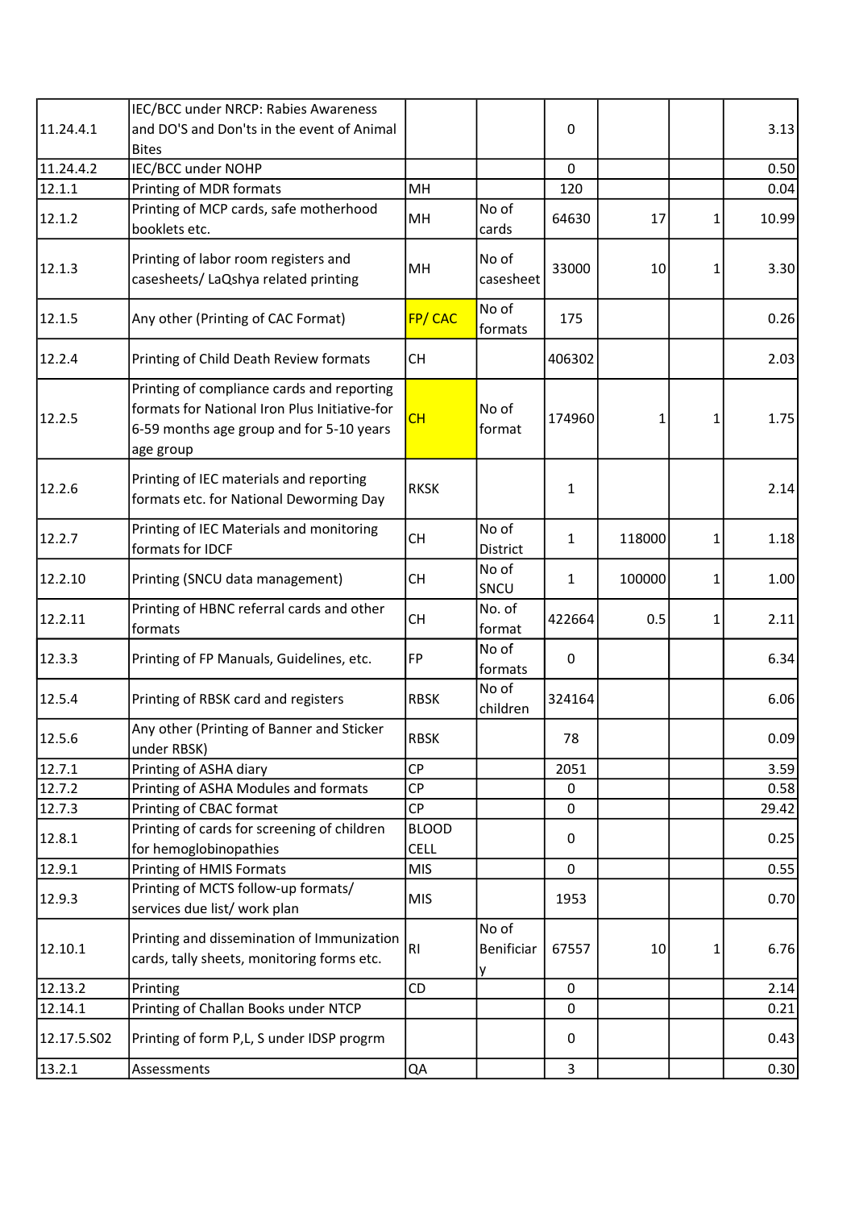| | | | | | | | |
|---|---|---|---|---|---|---|---|
| 11.24.4.1 | IEC/BCC under NRCP: Rabies Awareness and DO'S and Don'ts in the event of Animal Bites | | | 0 | | | 3.13 |
| 11.24.4.2 | IEC/BCC under NOHP | | | 0 | | | 0.50 |
| 12.1.1 | Printing of MDR formats | MH | | 120 | | | 0.04 |
| 12.1.2 | Printing of MCP cards, safe motherhood booklets etc. | MH | No of cards | 64630 | 17 | 1 | 10.99 |
| 12.1.3 | Printing of labor room registers and casesheets/ LaQshya related printing | MH | No of casesheet | 33000 | 10 | 1 | 3.30 |
| 12.1.5 | Any other (Printing of CAC Format) | FP/ CAC | No of formats | 175 | | | 0.26 |
| 12.2.4 | Printing of Child Death Review formats | CH | | 406302 | | | 2.03 |
| 12.2.5 | Printing of compliance cards and reporting formats for National Iron Plus Initiative-for 6-59 months age group and for 5-10 years age group | CH | No of format | 174960 | 1 | 1 | 1.75 |
| 12.2.6 | Printing of IEC materials and reporting formats etc. for National Deworming Day | RKSK | | 1 | | | 2.14 |
| 12.2.7 | Printing of IEC Materials and monitoring formats for IDCF | CH | No of District | 1 | 118000 | 1 | 1.18 |
| 12.2.10 | Printing (SNCU data management) | CH | No of SNCU | 1 | 100000 | 1 | 1.00 |
| 12.2.11 | Printing of HBNC referral cards and other formats | CH | No. of format | 422664 | 0.5 | 1 | 2.11 |
| 12.3.3 | Printing of FP Manuals, Guidelines, etc. | FP | No of formats | 0 | | | 6.34 |
| 12.5.4 | Printing of RBSK card and registers | RBSK | No of children | 324164 | | | 6.06 |
| 12.5.6 | Any other (Printing of Banner and Sticker under RBSK) | RBSK | | 78 | | | 0.09 |
| 12.7.1 | Printing of ASHA diary | CP | | 2051 | | | 3.59 |
| 12.7.2 | Printing of ASHA Modules and formats | CP | | 0 | | | 0.58 |
| 12.7.3 | Printing of CBAC format | CP | | 0 | | | 29.42 |
| 12.8.1 | Printing of cards for screening of children for hemoglobinopathies | BLOOD CELL | | 0 | | | 0.25 |
| 12.9.1 | Printing of HMIS Formats | MIS | | 0 | | | 0.55 |
| 12.9.3 | Printing of MCTS follow-up formats/ services due list/ work plan | MIS | | 1953 | | | 0.70 |
| 12.10.1 | Printing and dissemination of Immunization cards, tally sheets, monitoring forms etc. | RI | No of Benificiary | 67557 | 10 | 1 | 6.76 |
| 12.13.2 | Printing | CD | | 0 | | | 2.14 |
| 12.14.1 | Printing of Challan Books under NTCP | | | 0 | | | 0.21 |
| 12.17.5.S02 | Printing of form P,L, S under IDSP progrm | | | 0 | | | 0.43 |
| 13.2.1 | Assessments | QA | | 3 | | | 0.30 |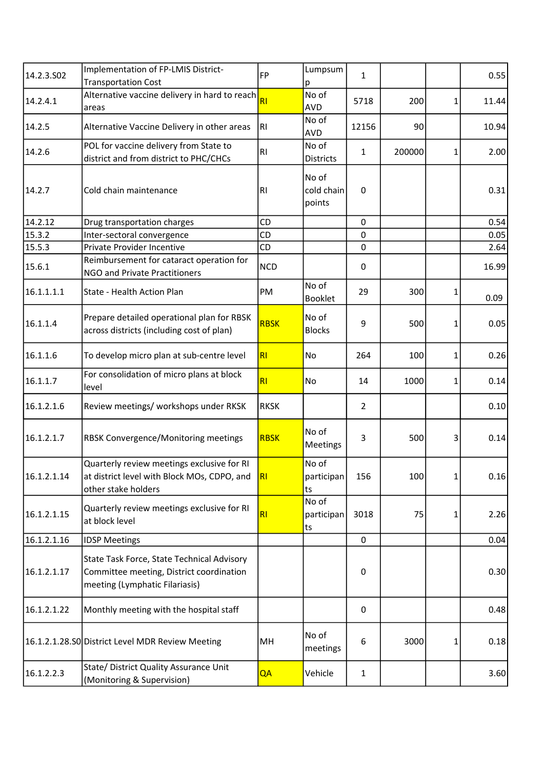| | | | | | | | |
|---|---|---|---|---|---|---|---|
| 14.2.3.S02 | Implementation of FP-LMIS District-Transportation Cost | FP | Lumpsump | 1 | | | 0.55 |
| 14.2.4.1 | Alternative vaccine delivery in hard to reach areas | RI | No of AVD | 5718 | 200 | 1 | 11.44 |
| 14.2.5 | Alternative Vaccine Delivery in other areas | RI | No of AVD | 12156 | 90 | | 10.94 |
| 14.2.6 | POL for vaccine delivery from State to district and from district to PHC/CHCs | RI | No of Districts | 1 | 200000 | 1 | 2.00 |
| 14.2.7 | Cold chain maintenance | RI | No of cold chain points | 0 | | | 0.31 |
| 14.2.12 | Drug transportation charges | CD | | 0 | | | 0.54 |
| 15.3.2 | Inter-sectoral convergence | CD | | 0 | | | 0.05 |
| 15.5.3 | Private Provider Incentive | CD | | 0 | | | 2.64 |
| 15.6.1 | Reimbursement for cataract operation for NGO and Private Practitioners | NCD | | 0 | | | 16.99 |
| 16.1.1.1.1 | State - Health Action Plan | PM | No of Booklet | 29 | 300 | 1 | 0.09 |
| 16.1.1.4 | Prepare detailed operational plan for RBSK across districts (including cost of plan) | RBSK | No of Blocks | 9 | 500 | 1 | 0.05 |
| 16.1.1.6 | To develop micro plan at sub-centre level | RI | No | 264 | 100 | 1 | 0.26 |
| 16.1.1.7 | For consolidation of micro plans at block level | RI | No | 14 | 1000 | 1 | 0.14 |
| 16.1.2.1.6 | Review meetings/ workshops under RKSK | RKSK | | 2 | | | 0.10 |
| 16.1.2.1.7 | RBSK Convergence/Monitoring meetings | RBSK | No of Meetings | 3 | 500 | 3 | 0.14 |
| 16.1.2.1.14 | Quarterly review meetings exclusive for RI at district level with Block MOs, CDPO, and other stake holders | RI | No of participants | 156 | 100 | 1 | 0.16 |
| 16.1.2.1.15 | Quarterly review meetings exclusive for RI at block level | RI | No of participants | 3018 | 75 | 1 | 2.26 |
| 16.1.2.1.16 | IDSP Meetings | | | 0 | | | 0.04 |
| 16.1.2.1.17 | State Task Force, State Technical Advisory Committee meeting, District coordination meeting (Lymphatic Filariasis) | | | 0 | | | 0.30 |
| 16.1.2.1.22 | Monthly meeting with the hospital staff | | | 0 | | | 0.48 |
| 16.1.2.1.28.S0 | District Level MDR Review Meeting | MH | No of meetings | 6 | 3000 | 1 | 0.18 |
| 16.1.2.2.3 | State/ District Quality Assurance Unit (Monitoring & Supervision) | QA | Vehicle | 1 | | | 3.60 |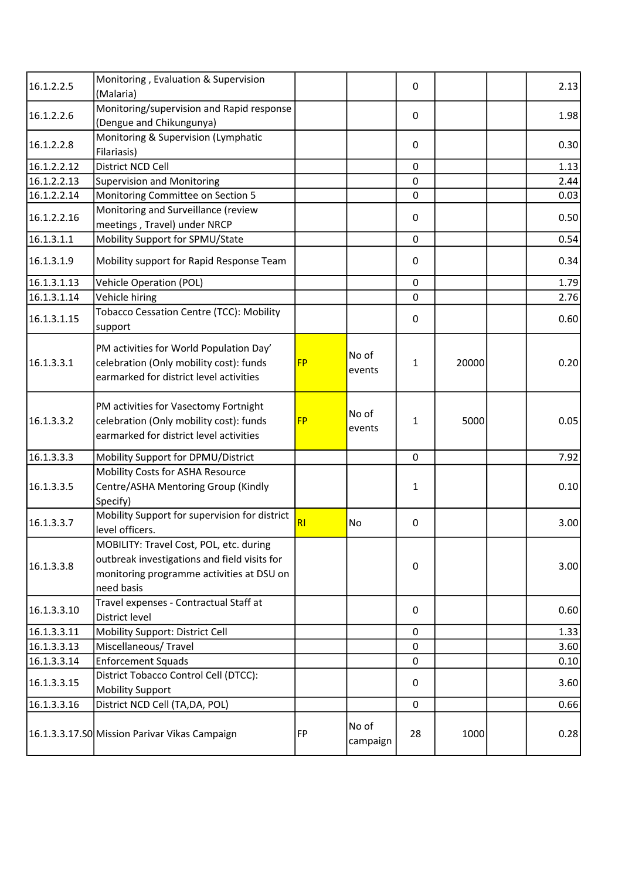| | | | | | | | |
|---|---|---|---|---|---|---|---|
| 16.1.2.2.5 | Monitoring , Evaluation & Supervision (Malaria) | | | 0 | | | 2.13 |
| 16.1.2.2.6 | Monitoring/supervision and Rapid response (Dengue and Chikungunya) | | | 0 | | | 1.98 |
| 16.1.2.2.8 | Monitoring & Supervision (Lymphatic Filariasis) | | | 0 | | | 0.30 |
| 16.1.2.2.12 | District NCD Cell | | | 0 | | | 1.13 |
| 16.1.2.2.13 | Supervision and Monitoring | | | 0 | | | 2.44 |
| 16.1.2.2.14 | Monitoring Committee on Section 5 | | | 0 | | | 0.03 |
| 16.1.2.2.16 | Monitoring and Surveillance (review meetings , Travel) under NRCP | | | 0 | | | 0.50 |
| 16.1.3.1.1 | Mobility Support for SPMU/State | | | 0 | | | 0.54 |
| 16.1.3.1.9 | Mobility support for Rapid Response Team | | | 0 | | | 0.34 |
| 16.1.3.1.13 | Vehicle Operation (POL) | | | 0 | | | 1.79 |
| 16.1.3.1.14 | Vehicle hiring | | | 0 | | | 2.76 |
| 16.1.3.1.15 | Tobacco Cessation Centre (TCC): Mobility support | | | 0 | | | 0.60 |
| 16.1.3.3.1 | PM activities for World Population Day' celebration (Only mobility cost): funds earmarked for district level activities | FP | No of events | 1 | 20000 | | 0.20 |
| 16.1.3.3.2 | PM activities for Vasectomy Fortnight celebration (Only mobility cost): funds earmarked for district level activities | FP | No of events | 1 | 5000 | | 0.05 |
| 16.1.3.3.3 | Mobility Support for DPMU/District | | | 0 | | | 7.92 |
| 16.1.3.3.5 | Mobility Costs for ASHA Resource Centre/ASHA Mentoring Group (Kindly Specify) | | | 1 | | | 0.10 |
| 16.1.3.3.7 | Mobility Support for supervision for district level officers. | RI | No | 0 | | | 3.00 |
| 16.1.3.3.8 | MOBILITY: Travel Cost, POL, etc. during outbreak investigations and field visits for monitoring programme activities at DSU on need basis | | | 0 | | | 3.00 |
| 16.1.3.3.10 | Travel expenses - Contractual Staff at District level | | | 0 | | | 0.60 |
| 16.1.3.3.11 | Mobility Support: District Cell | | | 0 | | | 1.33 |
| 16.1.3.3.13 | Miscellaneous/ Travel | | | 0 | | | 3.60 |
| 16.1.3.3.14 | Enforcement Squads | | | 0 | | | 0.10 |
| 16.1.3.3.15 | District Tobacco Control Cell (DTCC): Mobility Support | | | 0 | | | 3.60 |
| 16.1.3.3.16 | District NCD Cell (TA,DA, POL) | | | 0 | | | 0.66 |
| 16.1.3.3.17.S0 | Mission Parivar Vikas Campaign | FP | No of campaign | 28 | 1000 | | 0.28 |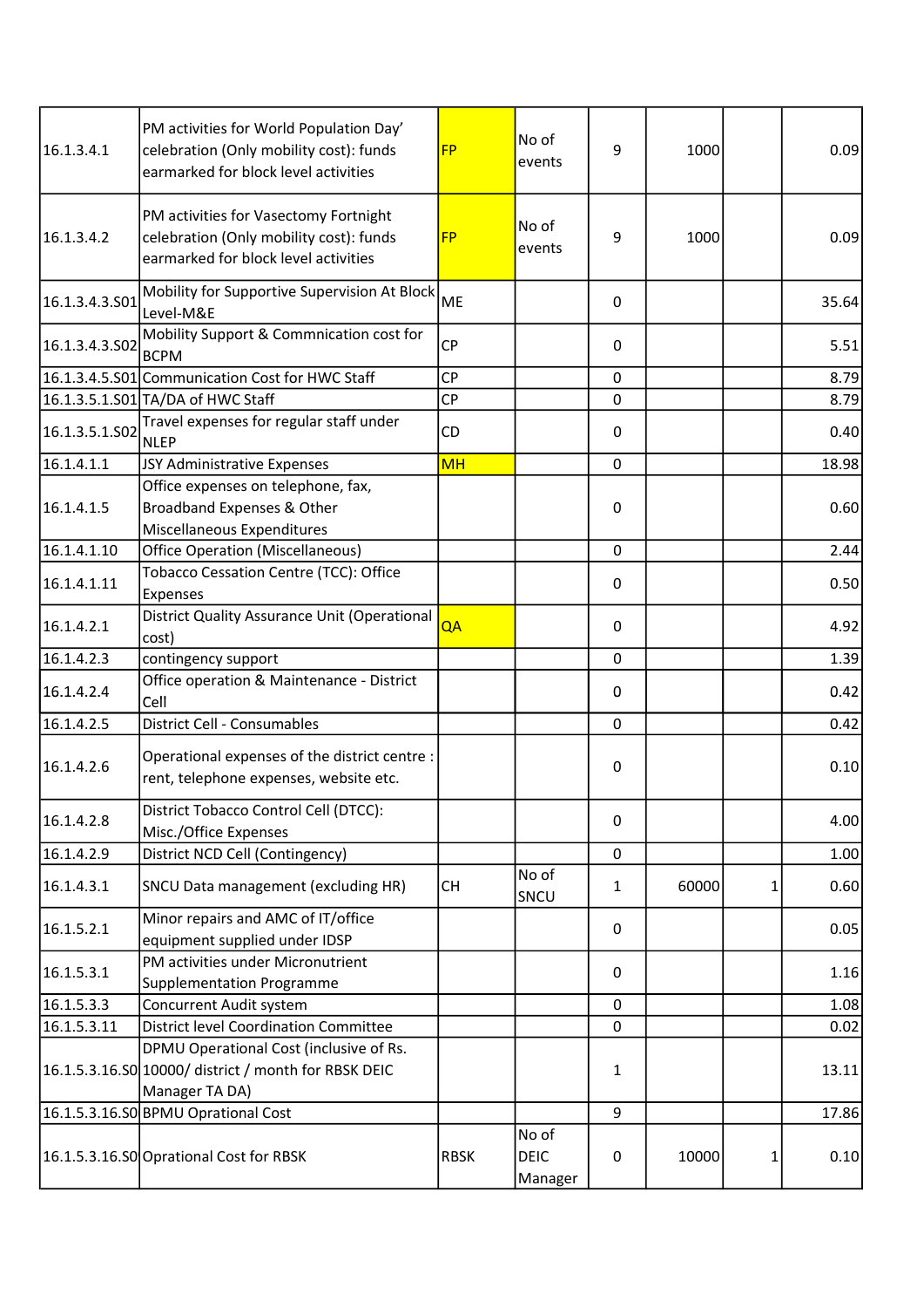| | | | | | | | |
|---|---|---|---|---|---|---|---|
| 16.1.3.4.1 | PM activities for World Population Day' celebration (Only mobility cost): funds earmarked for block level activities | FP | No of events | 9 | 1000 | | 0.09 |
| 16.1.3.4.2 | PM activities for Vasectomy Fortnight celebration (Only mobility cost): funds earmarked for block level activities | FP | No of events | 9 | 1000 | | 0.09 |
| 16.1.3.4.3.S01 | Mobility for Supportive Supervision At Block Level-M&E | ME | | 0 | | | 35.64 |
| 16.1.3.4.3.S02 | Mobility Support & Commnication cost for BCPM | CP | | 0 | | | 5.51 |
| 16.1.3.4.5.S01 | Communication Cost for HWC Staff | CP | | 0 | | | 8.79 |
| 16.1.3.5.1.S01 | TA/DA of HWC Staff | CP | | 0 | | | 8.79 |
| 16.1.3.5.1.S02 | Travel expenses for regular staff under NLEP | CD | | 0 | | | 0.40 |
| 16.1.4.1.1 | JSY Administrative Expenses | MH | | 0 | | | 18.98 |
| 16.1.4.1.5 | Office expenses on telephone, fax, Broadband Expenses & Other Miscellaneous Expenditures | | | 0 | | | 0.60 |
| 16.1.4.1.10 | Office Operation (Miscellaneous) | | | 0 | | | 2.44 |
| 16.1.4.1.11 | Tobacco Cessation Centre (TCC): Office Expenses | | | 0 | | | 0.50 |
| 16.1.4.2.1 | District Quality Assurance Unit (Operational cost) | QA | | 0 | | | 4.92 |
| 16.1.4.2.3 | contingency support | | | 0 | | | 1.39 |
| 16.1.4.2.4 | Office operation & Maintenance - District Cell | | | 0 | | | 0.42 |
| 16.1.4.2.5 | District Cell - Consumables | | | 0 | | | 0.42 |
| 16.1.4.2.6 | Operational expenses of the district centre : rent, telephone expenses, website etc. | | | 0 | | | 0.10 |
| 16.1.4.2.8 | District Tobacco Control Cell (DTCC): Misc./Office Expenses | | | 0 | | | 4.00 |
| 16.1.4.2.9 | District NCD Cell (Contingency) | | | 0 | | | 1.00 |
| 16.1.4.3.1 | SNCU Data management (excluding HR) | CH | No of SNCU | 1 | 60000 | 1 | 0.60 |
| 16.1.5.2.1 | Minor repairs and AMC of IT/office equipment supplied under IDSP | | | 0 | | | 0.05 |
| 16.1.5.3.1 | PM activities under Micronutrient Supplementation Programme | | | 0 | | | 1.16 |
| 16.1.5.3.3 | Concurrent Audit system | | | 0 | | | 1.08 |
| 16.1.5.3.11 | District level Coordination Committee | | | 0 | | | 0.02 |
| 16.1.5.3.16.S0 | DPMU Operational Cost (inclusive of Rs. 10000/ district / month for RBSK DEIC Manager TA DA) | | | 1 | | | 13.11 |
| 16.1.5.3.16.S0 | BPMU Oprational Cost | | | 9 | | | 17.86 |
| 16.1.5.3.16.S0 | Oprational Cost for RBSK | RBSK | No of DEIC Manager | 0 | 10000 | 1 | 0.10 |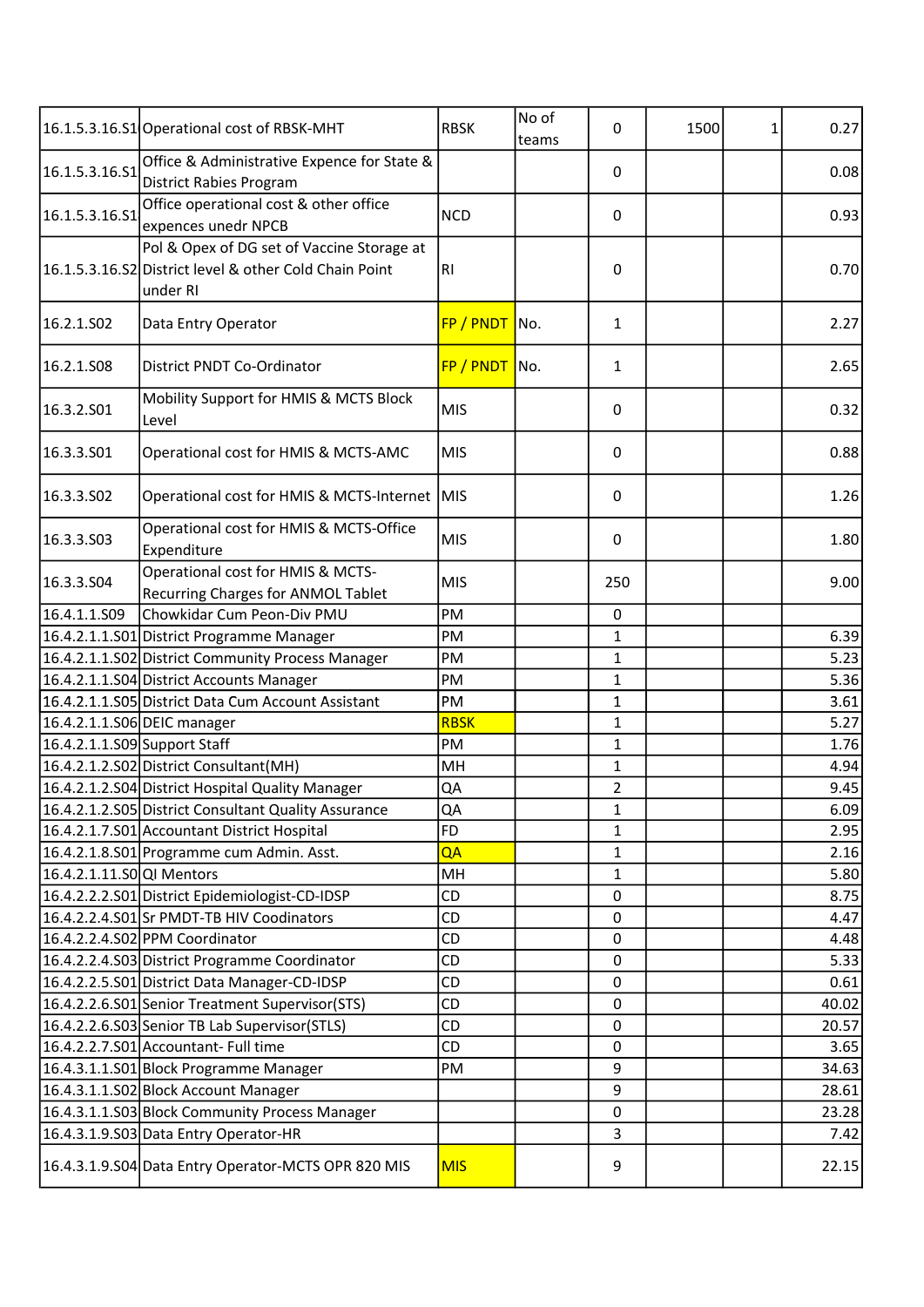| | | | | | | | |
|---|---|---|---|---|---|---|---|
| 16.1.5.3.16.S1 | Operational cost of RBSK-MHT | RBSK | No of teams | 0 | 1500 | 1 | 0.27 |
| 16.1.5.3.16.S1 | Office & Administrative Expence for State & District Rabies Program | | | 0 | | | 0.08 |
| 16.1.5.3.16.S1 | Office operational cost & other office expences unedr NPCB | NCD | | 0 | | | 0.93 |
| 16.1.5.3.16.S2 | Pol & Opex of DG set of Vaccine Storage at District level & other Cold Chain Point under RI | RI | | 0 | | | 0.70 |
| 16.2.1.S02 | Data Entry Operator | FP / PNDT | No. | 1 | | | 2.27 |
| 16.2.1.S08 | District PNDT Co-Ordinator | FP / PNDT | No. | 1 | | | 2.65 |
| 16.3.2.S01 | Mobility Support for HMIS & MCTS Block Level | MIS | | 0 | | | 0.32 |
| 16.3.3.S01 | Operational cost for HMIS & MCTS-AMC | MIS | | 0 | | | 0.88 |
| 16.3.3.S02 | Operational cost for HMIS & MCTS-Internet | MIS | | 0 | | | 1.26 |
| 16.3.3.S03 | Operational cost for HMIS & MCTS-Office Expenditure | MIS | | 0 | | | 1.80 |
| 16.3.3.S04 | Operational cost for HMIS & MCTS-Recurring Charges for ANMOL Tablet | MIS | | 250 | | | 9.00 |
| 16.4.1.1.S09 | Chowkidar Cum Peon-Div PMU | PM | | 0 | | | |
| 16.4.2.1.1.S01 | District Programme Manager | PM | | 1 | | | 6.39 |
| 16.4.2.1.1.S02 | District Community Process Manager | PM | | 1 | | | 5.23 |
| 16.4.2.1.1.S04 | District Accounts Manager | PM | | 1 | | | 5.36 |
| 16.4.2.1.1.S05 | District Data Cum Account Assistant | PM | | 1 | | | 3.61 |
| 16.4.2.1.1.S06 | DEIC manager | RBSK | | 1 | | | 5.27 |
| 16.4.2.1.1.S09 | Support Staff | PM | | 1 | | | 1.76 |
| 16.4.2.1.2.S02 | District Consultant(MH) | MH | | 1 | | | 4.94 |
| 16.4.2.1.2.S04 | District Hospital Quality Manager | QA | | 2 | | | 9.45 |
| 16.4.2.1.2.S05 | District Consultant Quality Assurance | QA | | 1 | | | 6.09 |
| 16.4.2.1.7.S01 | Accountant District Hospital | FD | | 1 | | | 2.95 |
| 16.4.2.1.8.S01 | Programme cum Admin. Asst. | QA | | 1 | | | 2.16 |
| 16.4.2.1.11.S0 | QI Mentors | MH | | 1 | | | 5.80 |
| 16.4.2.2.2.S01 | District Epidemiologist-CD-IDSP | CD | | 0 | | | 8.75 |
| 16.4.2.2.4.S01 | Sr PMDT-TB HIV Coodinators | CD | | 0 | | | 4.47 |
| 16.4.2.2.4.S02 | PPM Coordinator | CD | | 0 | | | 4.48 |
| 16.4.2.2.4.S03 | District Programme Coordinator | CD | | 0 | | | 5.33 |
| 16.4.2.2.5.S01 | District Data Manager-CD-IDSP | CD | | 0 | | | 0.61 |
| 16.4.2.2.6.S01 | Senior Treatment Supervisor(STS) | CD | | 0 | | | 40.02 |
| 16.4.2.2.6.S03 | Senior TB Lab Supervisor(STLS) | CD | | 0 | | | 20.57 |
| 16.4.2.2.7.S01 | Accountant- Full time | CD | | 0 | | | 3.65 |
| 16.4.3.1.1.S01 | Block Programme Manager | PM | | 9 | | | 34.63 |
| 16.4.3.1.1.S02 | Block Account Manager | | | 9 | | | 28.61 |
| 16.4.3.1.1.S03 | Block Community Process Manager | | | 0 | | | 23.28 |
| 16.4.3.1.9.S03 | Data Entry Operator-HR | | | 3 | | | 7.42 |
| 16.4.3.1.9.S04 | Data Entry Operator-MCTS OPR 820 MIS | MIS | | 9 | | | 22.15 |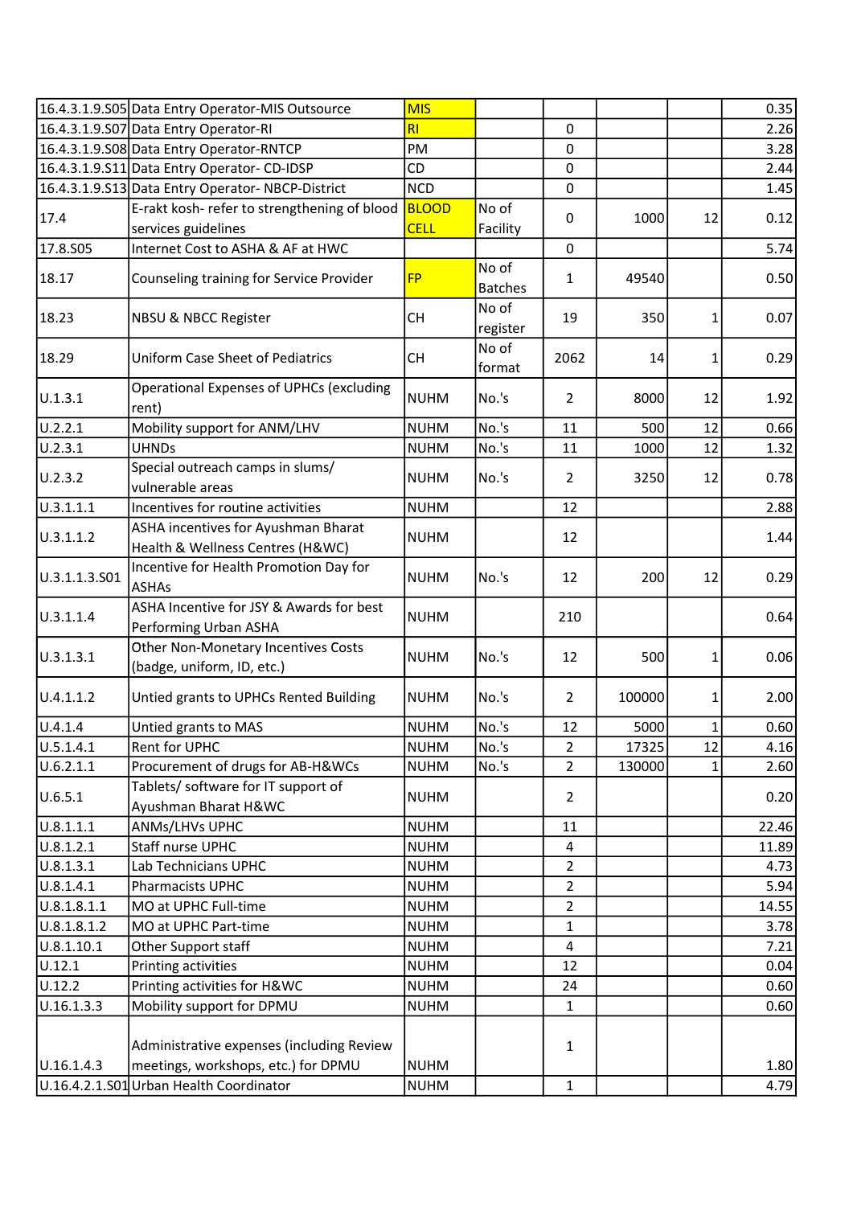| | | | | | | | |
|---|---|---|---|---|---|---|---|
| 16.4.3.1.9.S05 | Data Entry Operator-MIS Outsource | MIS | | | | | 0.35 |
| 16.4.3.1.9.S07 | Data Entry Operator-RI | RI | | 0 | | | 2.26 |
| 16.4.3.1.9.S08 | Data Entry Operator-RNTCP | PM | | 0 | | | 3.28 |
| 16.4.3.1.9.S11 | Data Entry Operator- CD-IDSP | CD | | 0 | | | 2.44 |
| 16.4.3.1.9.S13 | Data Entry Operator- NBCP-District | NCD | | 0 | | | 1.45 |
| 17.4 | E-rakt kosh- refer to strengthening of blood services guidelines | BLOOD CELL | No of Facility | 0 | 1000 | 12 | 0.12 |
| 17.8.S05 | Internet Cost to ASHA & AF at HWC | | | 0 | | | 5.74 |
| 18.17 | Counseling training for Service Provider | FP | No of Batches | 1 | 49540 | | 0.50 |
| 18.23 | NBSU & NBCC Register | CH | No of register | 19 | 350 | 1 | 0.07 |
| 18.29 | Uniform Case Sheet of Pediatrics | CH | No of format | 2062 | 14 | 1 | 0.29 |
| U.1.3.1 | Operational Expenses of UPHCs (excluding rent) | NUHM | No.'s | 2 | 8000 | 12 | 1.92 |
| U.2.2.1 | Mobility support for ANM/LHV | NUHM | No.'s | 11 | 500 | 12 | 0.66 |
| U.2.3.1 | UHNDs | NUHM | No.'s | 11 | 1000 | 12 | 1.32 |
| U.2.3.2 | Special outreach camps in slums/ vulnerable areas | NUHM | No.'s | 2 | 3250 | 12 | 0.78 |
| U.3.1.1.1 | Incentives for routine activities | NUHM | | 12 | | | 2.88 |
| U.3.1.1.2 | ASHA incentives for Ayushman Bharat Health & Wellness Centres (H&WC) | NUHM | | 12 | | | 1.44 |
| U.3.1.1.3.S01 | Incentive for Health Promotion Day for ASHAs | NUHM | No.'s | 12 | 200 | 12 | 0.29 |
| U.3.1.1.4 | ASHA Incentive for JSY & Awards for best Performing Urban ASHA | NUHM | | 210 | | | 0.64 |
| U.3.1.3.1 | Other Non-Monetary Incentives Costs (badge, uniform, ID, etc.) | NUHM | No.'s | 12 | 500 | 1 | 0.06 |
| U.4.1.1.2 | Untied grants to UPHCs Rented Building | NUHM | No.'s | 2 | 100000 | 1 | 2.00 |
| U.4.1.4 | Untied grants to MAS | NUHM | No.'s | 12 | 5000 | 1 | 0.60 |
| U.5.1.4.1 | Rent for UPHC | NUHM | No.'s | 2 | 17325 | 12 | 4.16 |
| U.6.2.1.1 | Procurement of drugs for AB-H&WCs | NUHM | No.'s | 2 | 130000 | 1 | 2.60 |
| U.6.5.1 | Tablets/ software for IT support of Ayushman Bharat H&WC | NUHM | | 2 | | | 0.20 |
| U.8.1.1.1 | ANMs/LHVs UPHC | NUHM | | 11 | | | 22.46 |
| U.8.1.2.1 | Staff nurse UPHC | NUHM | | 4 | | | 11.89 |
| U.8.1.3.1 | Lab Technicians UPHC | NUHM | | 2 | | | 4.73 |
| U.8.1.4.1 | Pharmacists UPHC | NUHM | | 2 | | | 5.94 |
| U.8.1.8.1.1 | MO at UPHC Full-time | NUHM | | 2 | | | 14.55 |
| U.8.1.8.1.2 | MO at UPHC Part-time | NUHM | | 1 | | | 3.78 |
| U.8.1.10.1 | Other Support staff | NUHM | | 4 | | | 7.21 |
| U.12.1 | Printing activities | NUHM | | 12 | | | 0.04 |
| U.12.2 | Printing activities for H&WC | NUHM | | 24 | | | 0.60 |
| U.16.1.3.3 | Mobility support for DPMU | NUHM | | 1 | | | 0.60 |
| U.16.1.4.3 | Administrative expenses (including Review meetings, workshops, etc.) for DPMU | NUHM | | 1 | | | 1.80 |
| U.16.4.2.1.S01 | Urban Health Coordinator | NUHM | | 1 | | | 4.79 |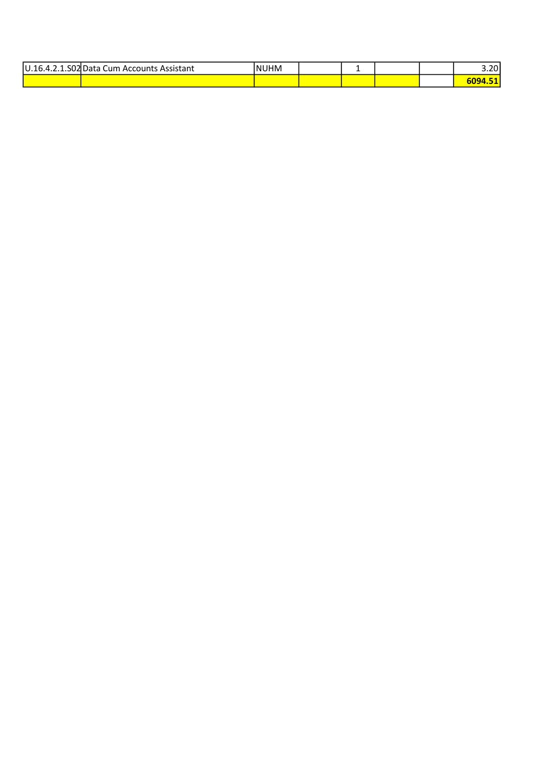| | | | | | | | |
|---|---|---|---|---|---|---|---|
| U.16.4.2.1.S02 | Data Cum Accounts Assistant | NUHM | | 1 | | | 3.20 |
| | | | | | | | **6094.51** |